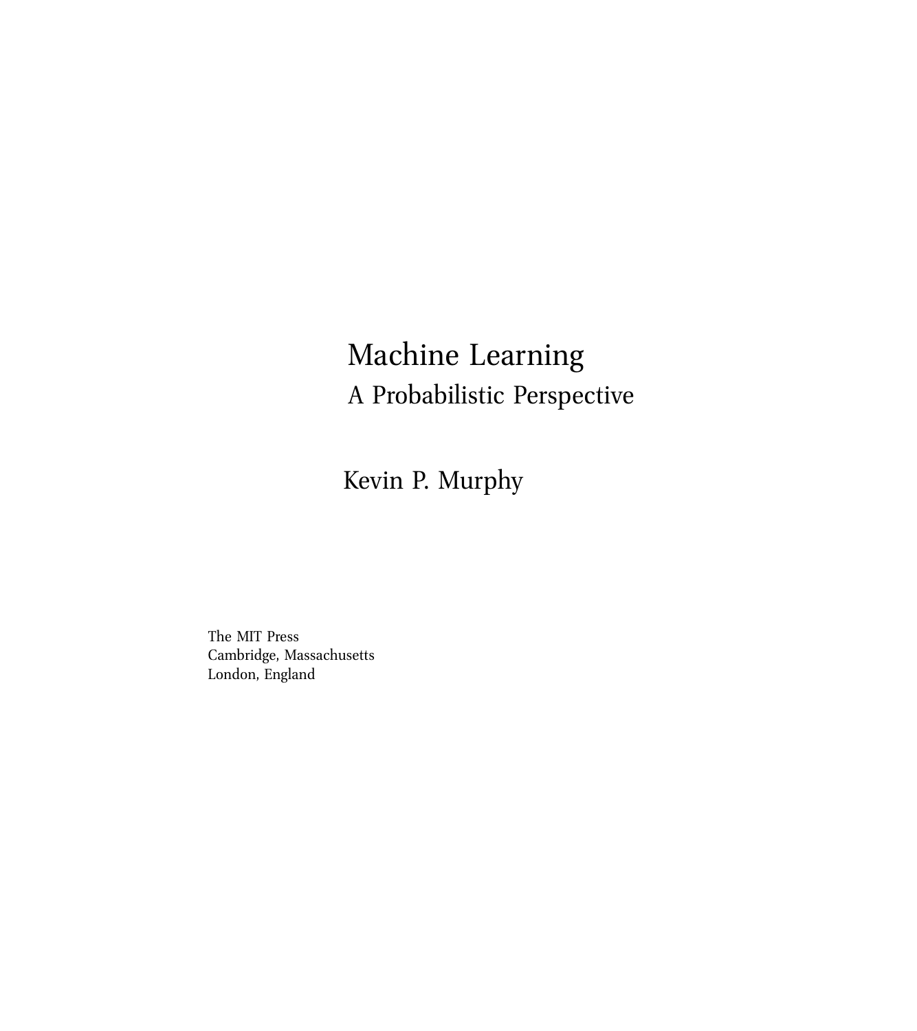# Machine Learning

## A Probabilistic Perspective

Kevin P. Murphy

The MIT Press
Cambridge, Massachusetts
London, England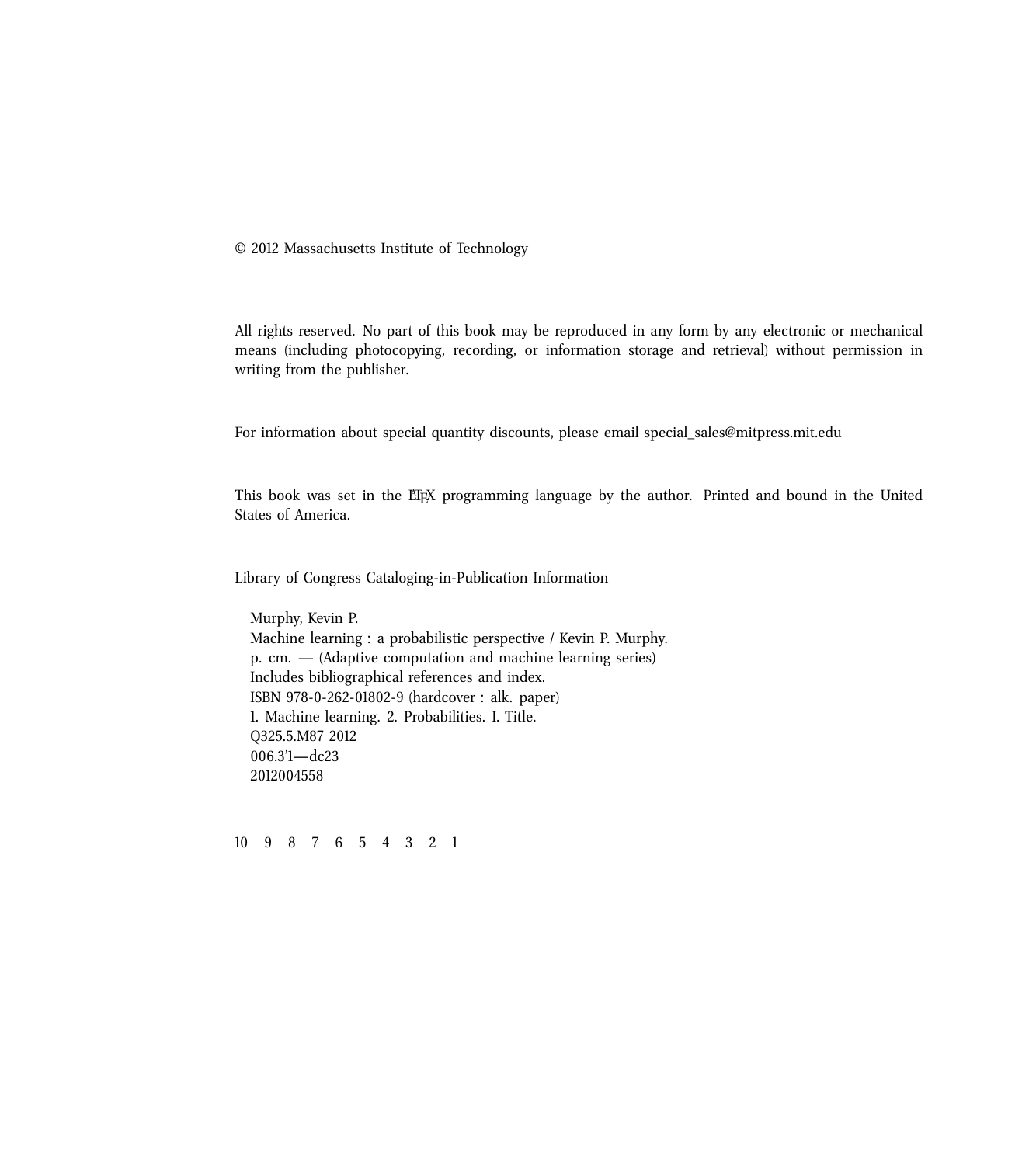© 2012 Massachusetts Institute of Technology

All rights reserved. No part of this book may be reproduced in any form by any electronic or mechanical means (including photocopying, recording, or information storage and retrieval) without permission in writing from the publisher.

For information about special quantity discounts, please email special_sales@mitpress.mit.edu

This book was set in the LaTeX programming language by the author. Printed and bound in the United States of America.

Library of Congress Cataloging-in-Publication Information

Murphy, Kevin P.  
Machine learning : a probabilistic perspective / Kevin P. Murphy.  
p. cm. — (Adaptive computation and machine learning series)  
Includes bibliographical references and index.  
ISBN 978-0-262-01802-9 (hardcover : alk. paper)  
1. Machine learning. 2. Probabilities. I. Title.  
Q325.5.M87 2012  
006.3'1—dc23  
2012004558

10 9 8 7 6 5 4 3 2 1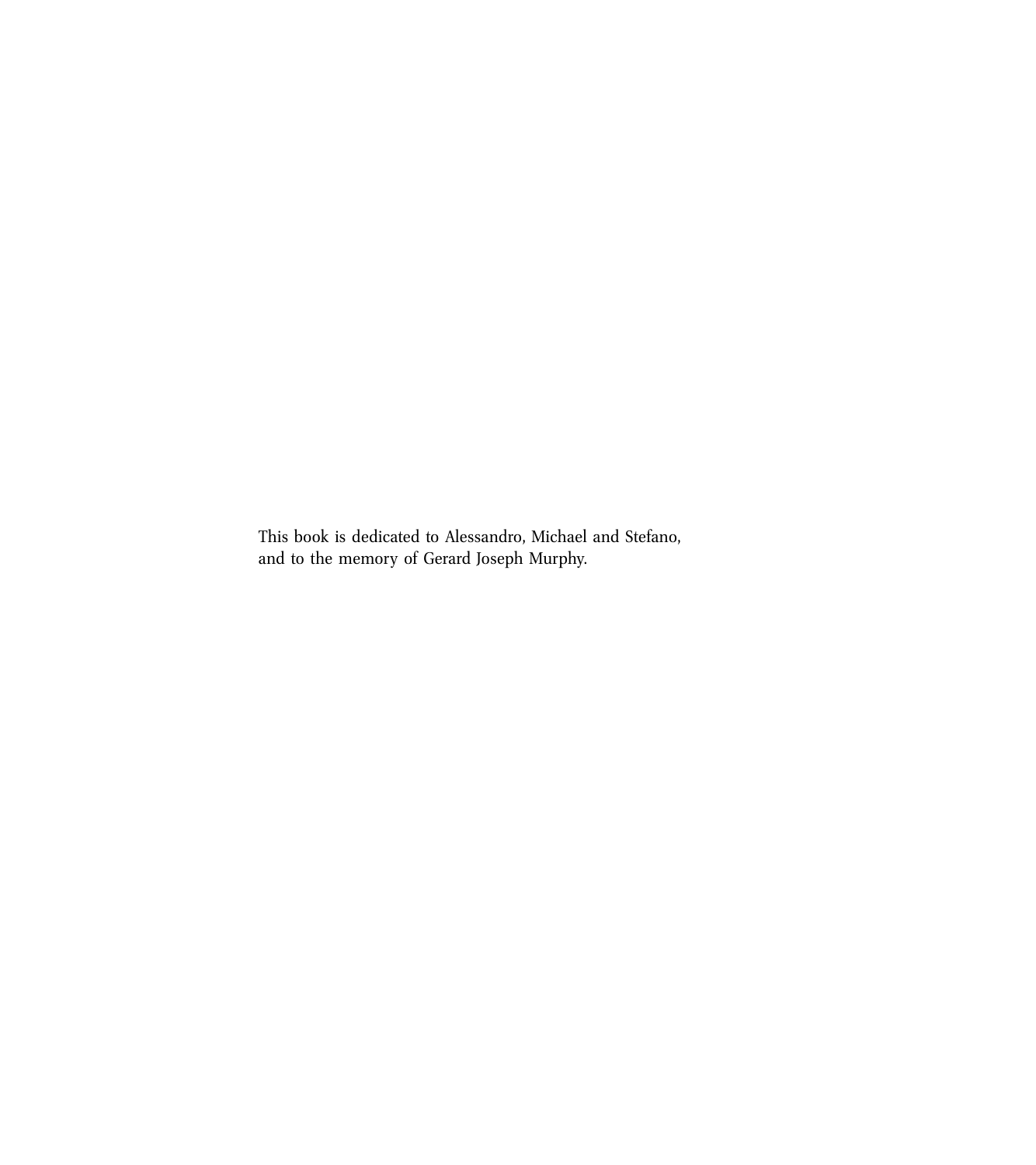This book is dedicated to Alessandro, Michael and Stefano, and to the memory of Gerard Joseph Murphy.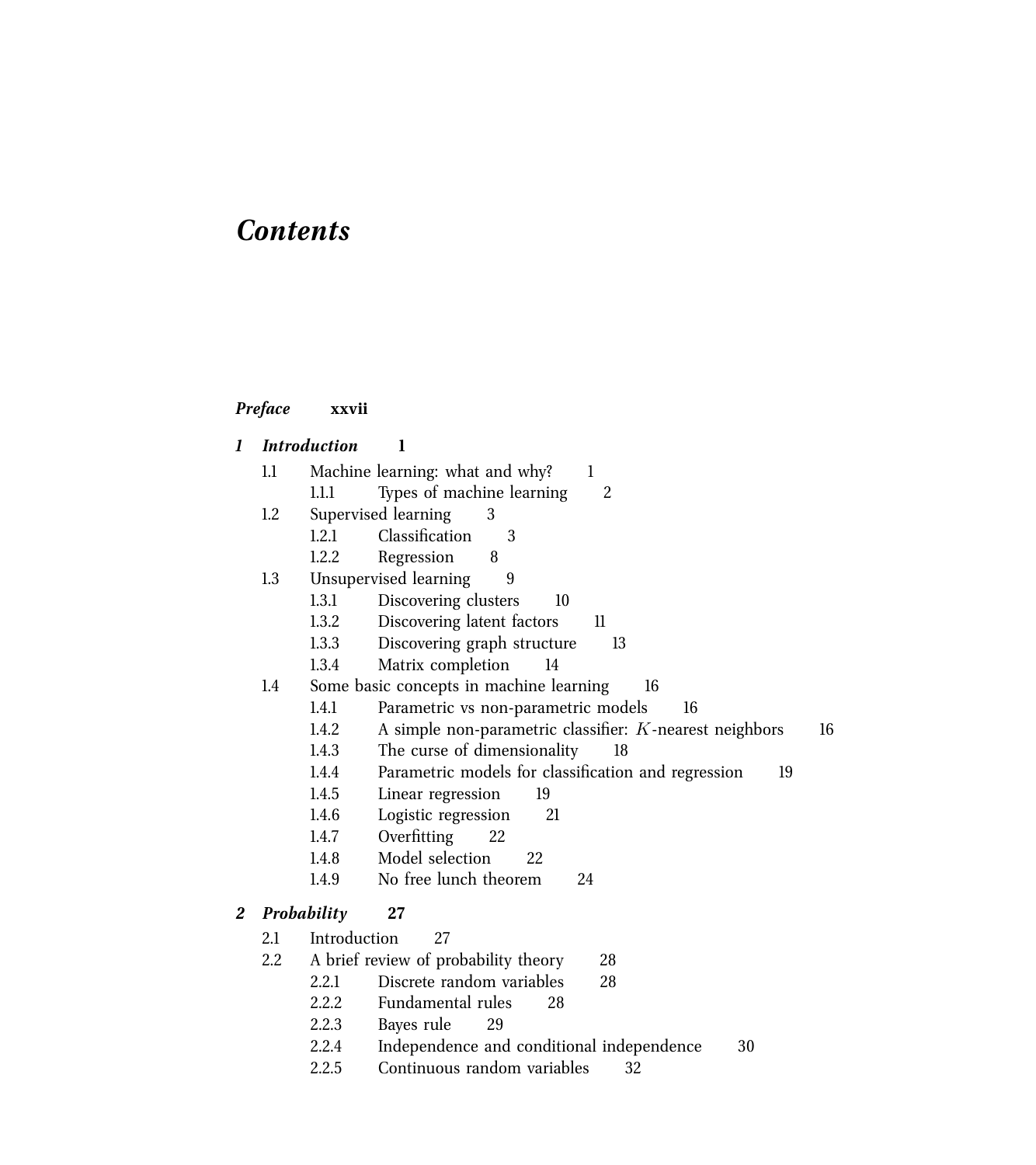# *Contents*

***Preface*** **xxvii**

***1 Introduction*** **1**

- 1.1 Machine learning: what and why? 1
  - 1.1.1 Types of machine learning 2
- 1.2 Supervised learning 3
  - 1.2.1 Classification 3
  - 1.2.2 Regression 8
- 1.3 Unsupervised learning 9
  - 1.3.1 Discovering clusters 10
  - 1.3.2 Discovering latent factors 11
  - 1.3.3 Discovering graph structure 13
  - 1.3.4 Matrix completion 14
- 1.4 Some basic concepts in machine learning 16
  - 1.4.1 Parametric vs non-parametric models 16
  - 1.4.2 A simple non-parametric classifier: $K$-nearest neighbors 16
  - 1.4.3 The curse of dimensionality 18
  - 1.4.4 Parametric models for classification and regression 19
  - 1.4.5 Linear regression 19
  - 1.4.6 Logistic regression 21
  - 1.4.7 Overfitting 22
  - 1.4.8 Model selection 22
  - 1.4.9 No free lunch theorem 24

***2 Probability*** **27**

- 2.1 Introduction 27
- 2.2 A brief review of probability theory 28
  - 2.2.1 Discrete random variables 28
  - 2.2.2 Fundamental rules 28
  - 2.2.3 Bayes rule 29
  - 2.2.4 Independence and conditional independence 30
  - 2.2.5 Continuous random variables 32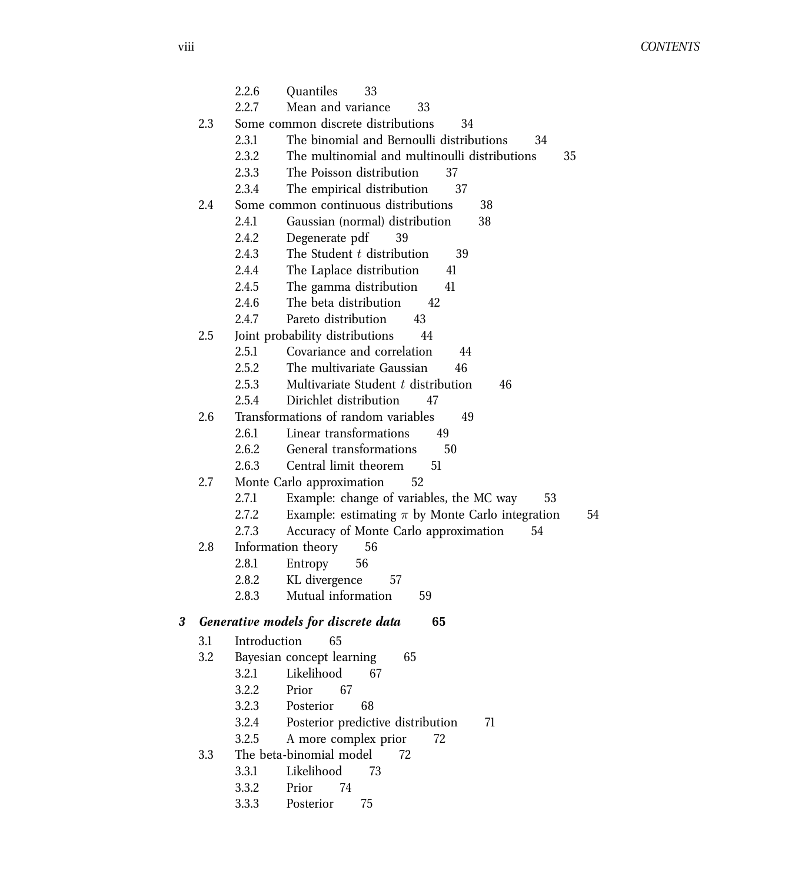2.2.6 Quantiles 33

2.2.7 Mean and variance 33

2.3 Some common discrete distributions 34

2.3.1 The binomial and Bernoulli distributions 34

2.3.2 The multinomial and multinoulli distributions 35

2.3.3 The Poisson distribution 37

2.3.4 The empirical distribution 37

2.4 Some common continuous distributions 38

2.4.1 Gaussian (normal) distribution 38

2.4.2 Degenerate pdf 39

2.4.3 The Student $t$ distribution 39

2.4.4 The Laplace distribution 41

2.4.5 The gamma distribution 41

2.4.6 The beta distribution 42

2.4.7 Pareto distribution 43

2.5 Joint probability distributions 44

2.5.1 Covariance and correlation 44

2.5.2 The multivariate Gaussian 46

2.5.3 Multivariate Student $t$ distribution 46

2.5.4 Dirichlet distribution 47

2.6 Transformations of random variables 49

2.6.1 Linear transformations 49

2.6.2 General transformations 50

2.6.3 Central limit theorem 51

2.7 Monte Carlo approximation 52

2.7.1 Example: change of variables, the MC way 53

2.7.2 Example: estimating $\pi$ by Monte Carlo integration 54

2.7.3 Accuracy of Monte Carlo approximation 54

2.8 Information theory 56

2.8.1 Entropy 56

2.8.2 KL divergence 57

2.8.3 Mutual information 59

***3 Generative models for discrete data* 65**

3.1 Introduction 65

3.2 Bayesian concept learning 65

3.2.1 Likelihood 67

3.2.2 Prior 67

3.2.3 Posterior 68

3.2.4 Posterior predictive distribution 71

3.2.5 A more complex prior 72

3.3 The beta-binomial model 72

3.3.1 Likelihood 73

3.3.2 Prior 74

3.3.3 Posterior 75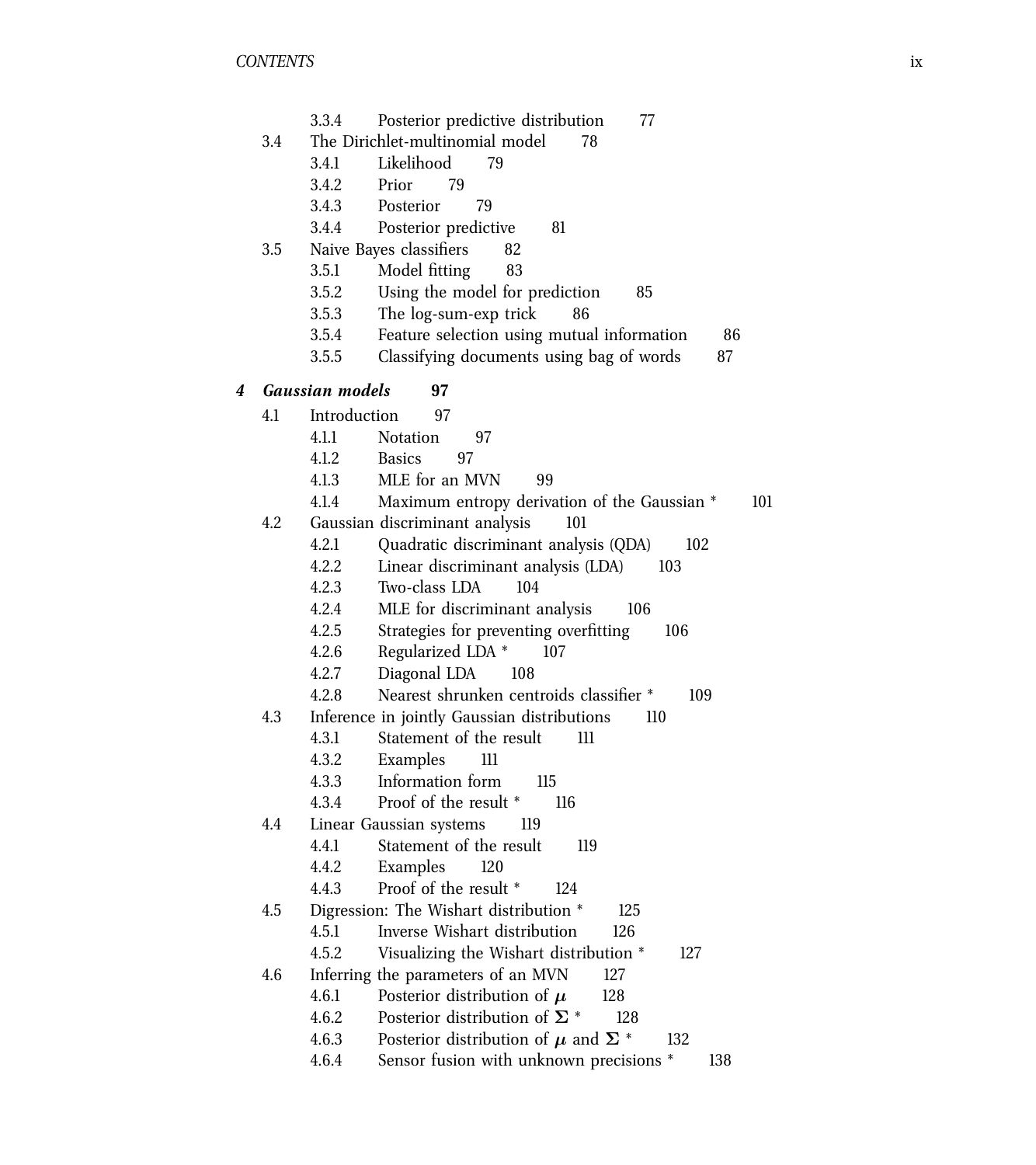3.3.4 Posterior predictive distribution 77

3.4 The Dirichlet-multinomial model 78

3.4.1 Likelihood 79

3.4.2 Prior 79

3.4.3 Posterior 79

3.4.4 Posterior predictive 81

3.5 Naive Bayes classifiers 82

3.5.1 Model fitting 83

3.5.2 Using the model for prediction 85

3.5.3 The log-sum-exp trick 86

3.5.4 Feature selection using mutual information 86

3.5.5 Classifying documents using bag of words 87

**_4 Gaussian models_ 97**

4.1 Introduction 97

4.1.1 Notation 97

4.1.2 Basics 97

4.1.3 MLE for an MVN 99

4.1.4 Maximum entropy derivation of the Gaussian * 101

4.2 Gaussian discriminant analysis 101

4.2.1 Quadratic discriminant analysis (QDA) 102

4.2.2 Linear discriminant analysis (LDA) 103

4.2.3 Two-class LDA 104

4.2.4 MLE for discriminant analysis 106

4.2.5 Strategies for preventing overfitting 106

4.2.6 Regularized LDA * 107

4.2.7 Diagonal LDA 108

4.2.8 Nearest shrunken centroids classifier * 109

4.3 Inference in jointly Gaussian distributions 110

4.3.1 Statement of the result 111

4.3.2 Examples 111

4.3.3 Information form 115

4.3.4 Proof of the result * 116

4.4 Linear Gaussian systems 119

4.4.1 Statement of the result 119

4.4.2 Examples 120

4.4.3 Proof of the result * 124

4.5 Digression: The Wishart distribution * 125

4.5.1 Inverse Wishart distribution 126

4.5.2 Visualizing the Wishart distribution * 127

4.6 Inferring the parameters of an MVN 127

4.6.1 Posterior distribution of $\boldsymbol{\mu}$ 128

4.6.2 Posterior distribution of $\boldsymbol{\Sigma}$ * 128

4.6.3 Posterior distribution of $\boldsymbol{\mu}$ and $\boldsymbol{\Sigma}$ * 132

4.6.4 Sensor fusion with unknown precisions * 138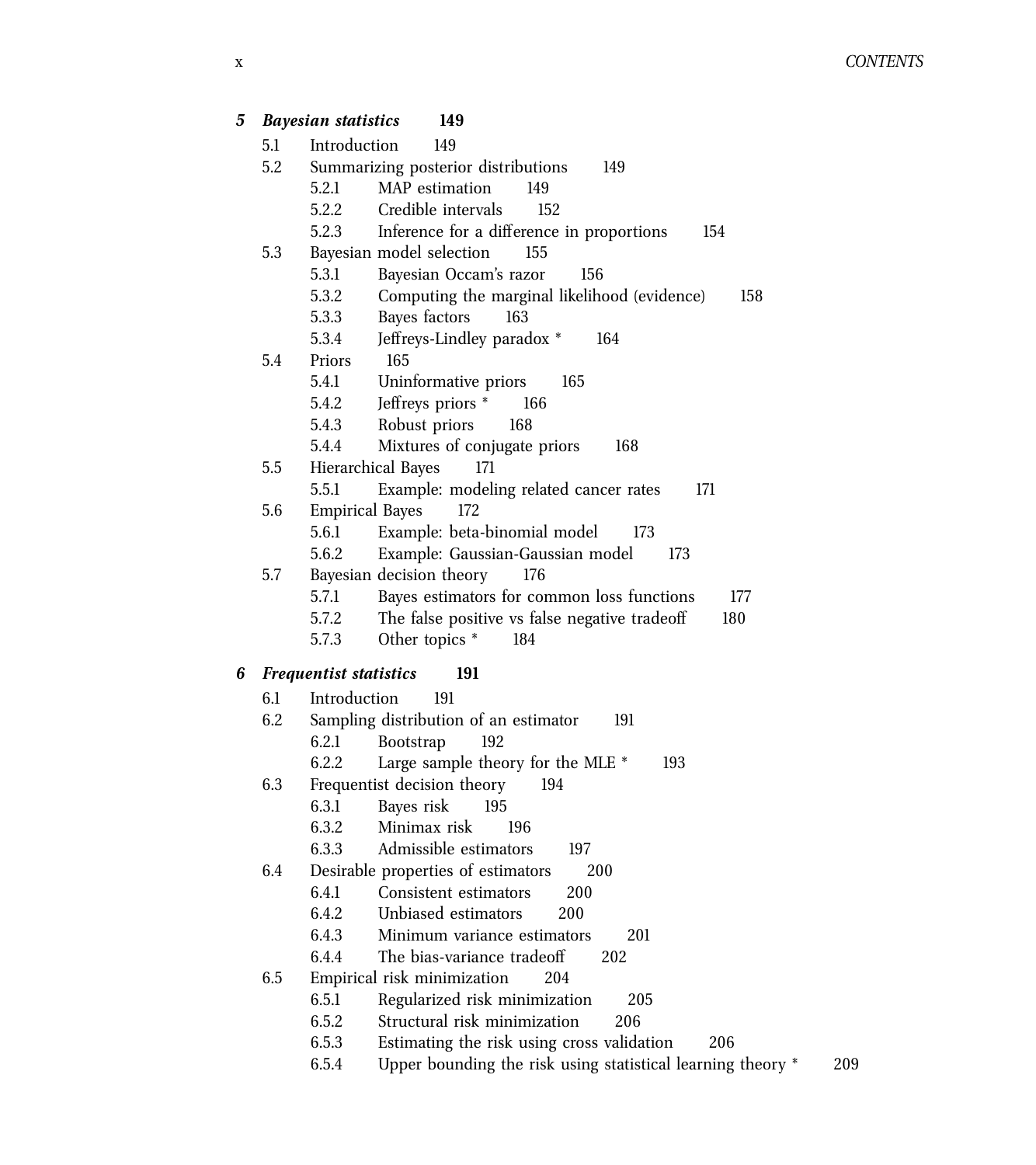**5 Bayesian statistics 149**

- 5.1 Introduction 149
- 5.2 Summarizing posterior distributions 149
  - 5.2.1 MAP estimation 149
  - 5.2.2 Credible intervals 152
  - 5.2.3 Inference for a difference in proportions 154
- 5.3 Bayesian model selection 155
  - 5.3.1 Bayesian Occam's razor 156
  - 5.3.2 Computing the marginal likelihood (evidence) 158
  - 5.3.3 Bayes factors 163
  - 5.3.4 Jeffreys-Lindley paradox * 164
- 5.4 Priors 165
  - 5.4.1 Uninformative priors 165
  - 5.4.2 Jeffreys priors * 166
  - 5.4.3 Robust priors 168
  - 5.4.4 Mixtures of conjugate priors 168
- 5.5 Hierarchical Bayes 171
  - 5.5.1 Example: modeling related cancer rates 171
- 5.6 Empirical Bayes 172
  - 5.6.1 Example: beta-binomial model 173
  - 5.6.2 Example: Gaussian-Gaussian model 173
- 5.7 Bayesian decision theory 176
  - 5.7.1 Bayes estimators for common loss functions 177
  - 5.7.2 The false positive vs false negative tradeoff 180
  - 5.7.3 Other topics * 184

**6 Frequentist statistics 191**

- 6.1 Introduction 191
- 6.2 Sampling distribution of an estimator 191
  - 6.2.1 Bootstrap 192
  - 6.2.2 Large sample theory for the MLE * 193
- 6.3 Frequentist decision theory 194
  - 6.3.1 Bayes risk 195
  - 6.3.2 Minimax risk 196
  - 6.3.3 Admissible estimators 197
- 6.4 Desirable properties of estimators 200
  - 6.4.1 Consistent estimators 200
  - 6.4.2 Unbiased estimators 200
  - 6.4.3 Minimum variance estimators 201
  - 6.4.4 The bias-variance tradeoff 202
- 6.5 Empirical risk minimization 204
  - 6.5.1 Regularized risk minimization 205
  - 6.5.2 Structural risk minimization 206
  - 6.5.3 Estimating the risk using cross validation 206
  - 6.5.4 Upper bounding the risk using statistical learning theory * 209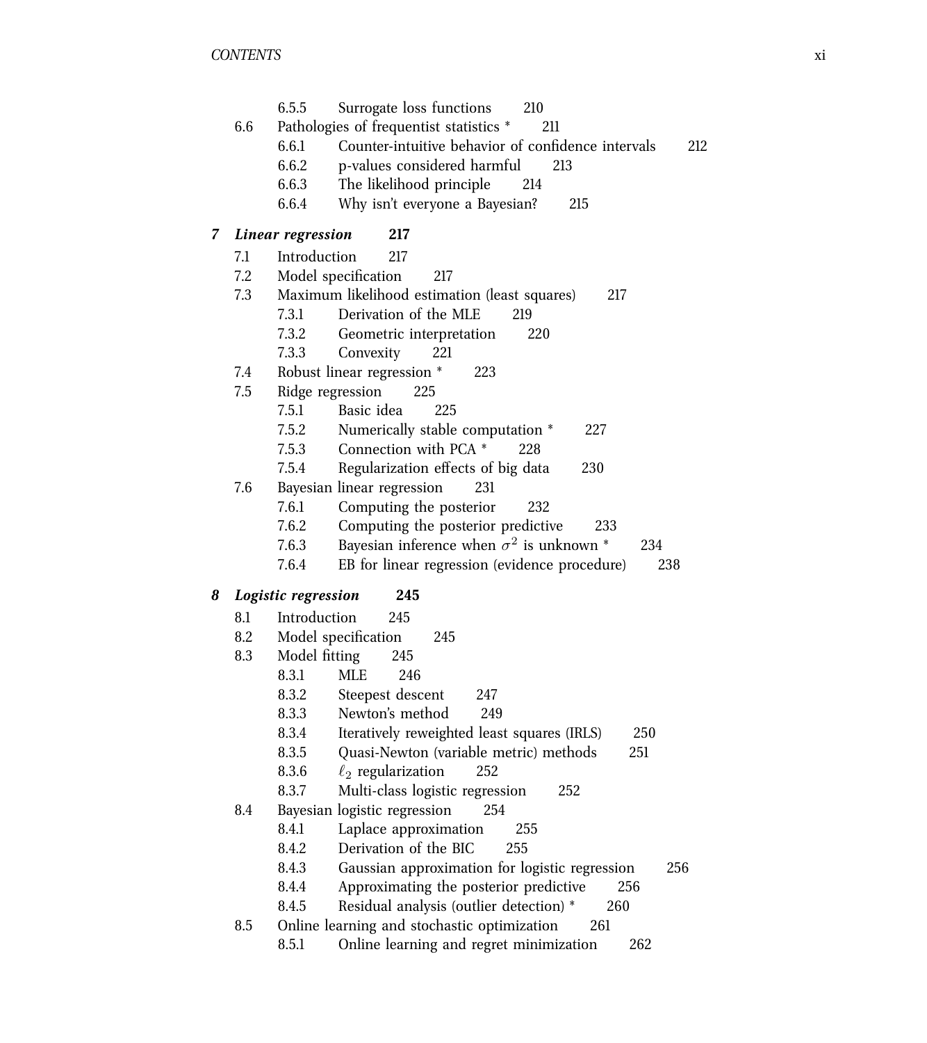- 6.5.5 Surrogate loss functions 210
- 6.6 Pathologies of frequentist statistics * 211
  - 6.6.1 Counter-intuitive behavior of confidence intervals 212
  - 6.6.2 p-values considered harmful 213
  - 6.6.3 The likelihood principle 214
  - 6.6.4 Why isn't everyone a Bayesian? 215

## ***7 Linear regression*** **217**

- 7.1 Introduction 217
- 7.2 Model specification 217
- 7.3 Maximum likelihood estimation (least squares) 217
  - 7.3.1 Derivation of the MLE 219
  - 7.3.2 Geometric interpretation 220
  - 7.3.3 Convexity 221
- 7.4 Robust linear regression * 223
- 7.5 Ridge regression 225
  - 7.5.1 Basic idea 225
  - 7.5.2 Numerically stable computation * 227
  - 7.5.3 Connection with PCA * 228
  - 7.5.4 Regularization effects of big data 230
- 7.6 Bayesian linear regression 231
  - 7.6.1 Computing the posterior 232
  - 7.6.2 Computing the posterior predictive 233
  - 7.6.3 Bayesian inference when $\sigma^2$ is unknown * 234
  - 7.6.4 EB for linear regression (evidence procedure) 238

## ***8 Logistic regression*** **245**

- 8.1 Introduction 245
- 8.2 Model specification 245
- 8.3 Model fitting 245
  - 8.3.1 MLE 246
  - 8.3.2 Steepest descent 247
  - 8.3.3 Newton's method 249
  - 8.3.4 Iteratively reweighted least squares (IRLS) 250
  - 8.3.5 Quasi-Newton (variable metric) methods 251
  - 8.3.6 $\ell_2$ regularization 252
  - 8.3.7 Multi-class logistic regression 252
- 8.4 Bayesian logistic regression 254
  - 8.4.1 Laplace approximation 255
  - 8.4.2 Derivation of the BIC 255
  - 8.4.3 Gaussian approximation for logistic regression 256
  - 8.4.4 Approximating the posterior predictive 256
  - 8.4.5 Residual analysis (outlier detection) * 260
- 8.5 Online learning and stochastic optimization 261
  - 8.5.1 Online learning and regret minimization 262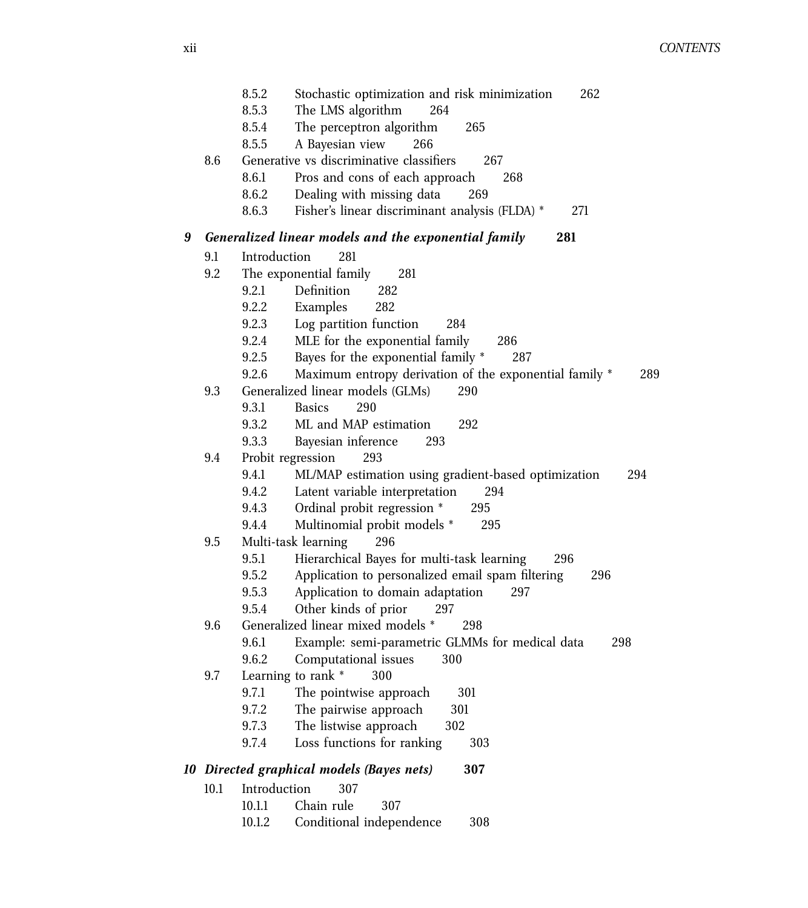8.5.2 Stochastic optimization and risk minimization 262
8.5.3 The LMS algorithm 264
8.5.4 The perceptron algorithm 265
8.5.5 A Bayesian view 266

8.6 Generative vs discriminative classifiers 267
8.6.1 Pros and cons of each approach 268
8.6.2 Dealing with missing data 269
8.6.3 Fisher's linear discriminant analysis (FLDA) * 271

**9 Generalized linear models and the exponential family 281**

9.1 Introduction 281

9.2 The exponential family 281
9.2.1 Definition 282
9.2.2 Examples 282
9.2.3 Log partition function 284
9.2.4 MLE for the exponential family 286
9.2.5 Bayes for the exponential family * 287
9.2.6 Maximum entropy derivation of the exponential family * 289

9.3 Generalized linear models (GLMs) 290
9.3.1 Basics 290
9.3.2 ML and MAP estimation 292
9.3.3 Bayesian inference 293

9.4 Probit regression 293
9.4.1 ML/MAP estimation using gradient-based optimization 294
9.4.2 Latent variable interpretation 294
9.4.3 Ordinal probit regression * 295
9.4.4 Multinomial probit models * 295

9.5 Multi-task learning 296
9.5.1 Hierarchical Bayes for multi-task learning 296
9.5.2 Application to personalized email spam filtering 296
9.5.3 Application to domain adaptation 297
9.5.4 Other kinds of prior 297

9.6 Generalized linear mixed models * 298
9.6.1 Example: semi-parametric GLMMs for medical data 298
9.6.2 Computational issues 300

9.7 Learning to rank * 300
9.7.1 The pointwise approach 301
9.7.2 The pairwise approach 301
9.7.3 The listwise approach 302
9.7.4 Loss functions for ranking 303

**10 Directed graphical models (Bayes nets) 307**

10.1 Introduction 307
10.1.1 Chain rule 307
10.1.2 Conditional independence 308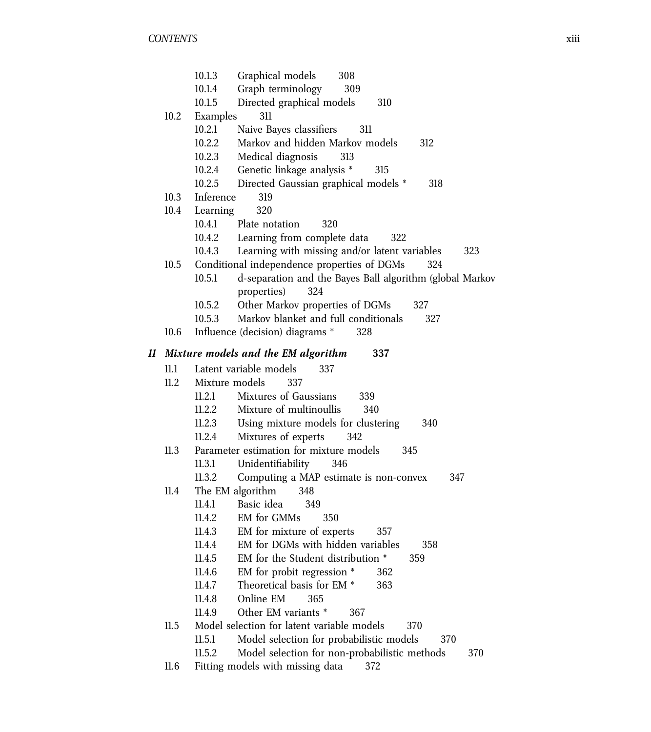10.1.3 Graphical models 308
10.1.4 Graph terminology 309
10.1.5 Directed graphical models 310

10.2 Examples 311
10.2.1 Naive Bayes classifiers 311
10.2.2 Markov and hidden Markov models 312
10.2.3 Medical diagnosis 313
10.2.4 Genetic linkage analysis * 315
10.2.5 Directed Gaussian graphical models * 318

10.3 Inference 319

10.4 Learning 320
10.4.1 Plate notation 320
10.4.2 Learning from complete data 322
10.4.3 Learning with missing and/or latent variables 323

10.5 Conditional independence properties of DGMs 324
10.5.1 d-separation and the Bayes Ball algorithm (global Markov properties) 324
10.5.2 Other Markov properties of DGMs 327
10.5.3 Markov blanket and full conditionals 327

10.6 Influence (decision) diagrams * 328

**_11 Mixture models and the EM algorithm 337_**

11.1 Latent variable models 337

11.2 Mixture models 337
11.2.1 Mixtures of Gaussians 339
11.2.2 Mixture of multinoullis 340
11.2.3 Using mixture models for clustering 340
11.2.4 Mixtures of experts 342

11.3 Parameter estimation for mixture models 345
11.3.1 Unidentifiability 346
11.3.2 Computing a MAP estimate is non-convex 347

11.4 The EM algorithm 348
11.4.1 Basic idea 349
11.4.2 EM for GMMs 350
11.4.3 EM for mixture of experts 357
11.4.4 EM for DGMs with hidden variables 358
11.4.5 EM for the Student distribution * 359
11.4.6 EM for probit regression * 362
11.4.7 Theoretical basis for EM * 363
11.4.8 Online EM 365
11.4.9 Other EM variants * 367

11.5 Model selection for latent variable models 370
11.5.1 Model selection for probabilistic models 370
11.5.2 Model selection for non-probabilistic methods 370

11.6 Fitting models with missing data 372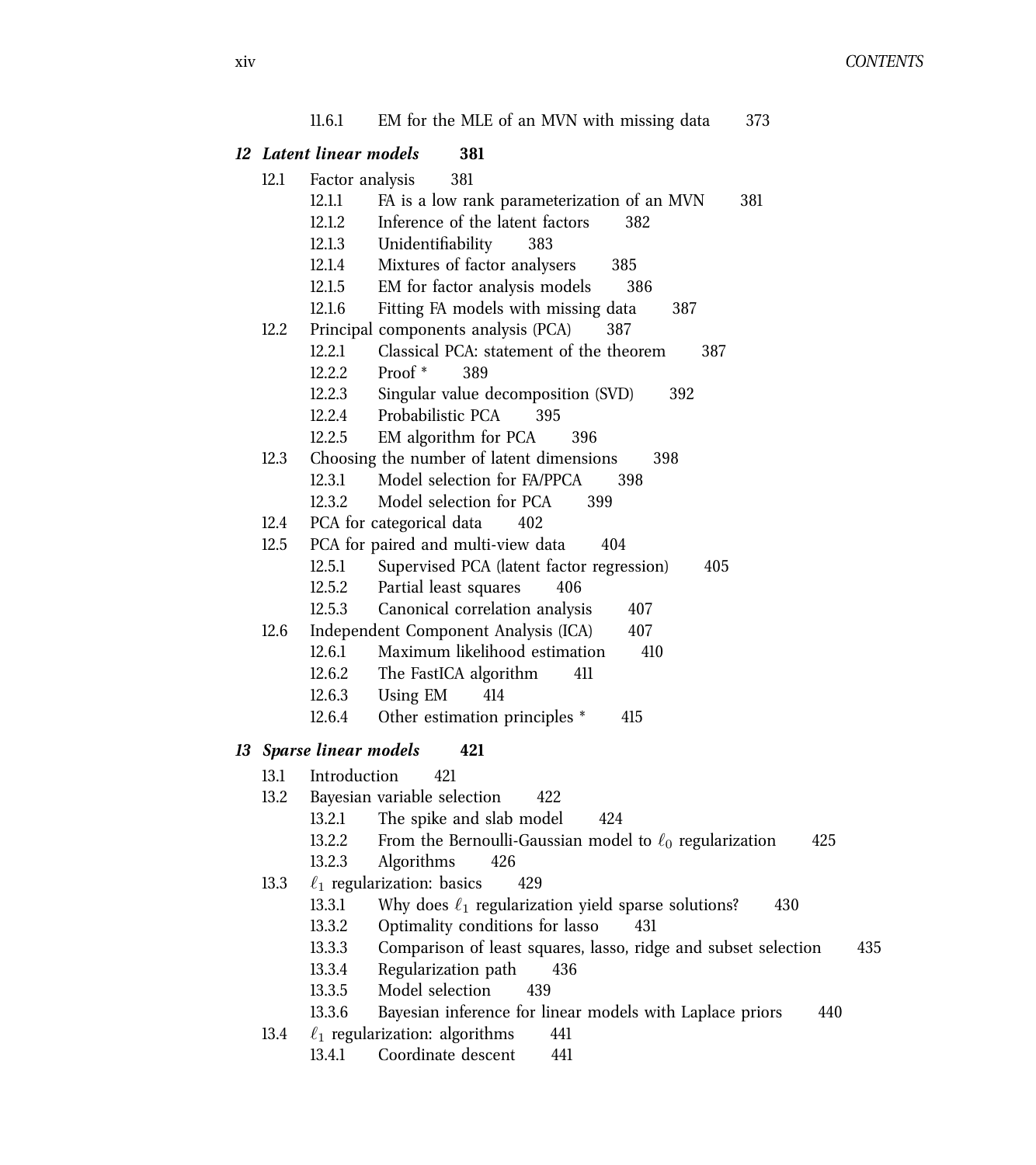11.6.1 EM for the MLE of an MVN with missing data 373

**12 *Latent linear models* 381**

12.1 Factor analysis 381
- 12.1.1 FA is a low rank parameterization of an MVN 381
- 12.1.2 Inference of the latent factors 382
- 12.1.3 Unidentifiability 383
- 12.1.4 Mixtures of factor analysers 385
- 12.1.5 EM for factor analysis models 386
- 12.1.6 Fitting FA models with missing data 387

12.2 Principal components analysis (PCA) 387
- 12.2.1 Classical PCA: statement of the theorem 387
- 12.2.2 Proof * 389
- 12.2.3 Singular value decomposition (SVD) 392
- 12.2.4 Probabilistic PCA 395
- 12.2.5 EM algorithm for PCA 396

12.3 Choosing the number of latent dimensions 398
- 12.3.1 Model selection for FA/PPCA 398
- 12.3.2 Model selection for PCA 399

12.4 PCA for categorical data 402

12.5 PCA for paired and multi-view data 404
- 12.5.1 Supervised PCA (latent factor regression) 405
- 12.5.2 Partial least squares 406
- 12.5.3 Canonical correlation analysis 407

12.6 Independent Component Analysis (ICA) 407
- 12.6.1 Maximum likelihood estimation 410
- 12.6.2 The FastICA algorithm 411
- 12.6.3 Using EM 414
- 12.6.4 Other estimation principles * 415

**13 *Sparse linear models* 421**

13.1 Introduction 421

13.2 Bayesian variable selection 422
- 13.2.1 The spike and slab model 424
- 13.2.2 From the Bernoulli-Gaussian model to $\ell_0$ regularization 425
- 13.2.3 Algorithms 426

13.3 $\ell_1$ regularization: basics 429
- 13.3.1 Why does $\ell_1$ regularization yield sparse solutions? 430
- 13.3.2 Optimality conditions for lasso 431
- 13.3.3 Comparison of least squares, lasso, ridge and subset selection 435
- 13.3.4 Regularization path 436
- 13.3.5 Model selection 439
- 13.3.6 Bayesian inference for linear models with Laplace priors 440

13.4 $\ell_1$ regularization: algorithms 441
- 13.4.1 Coordinate descent 441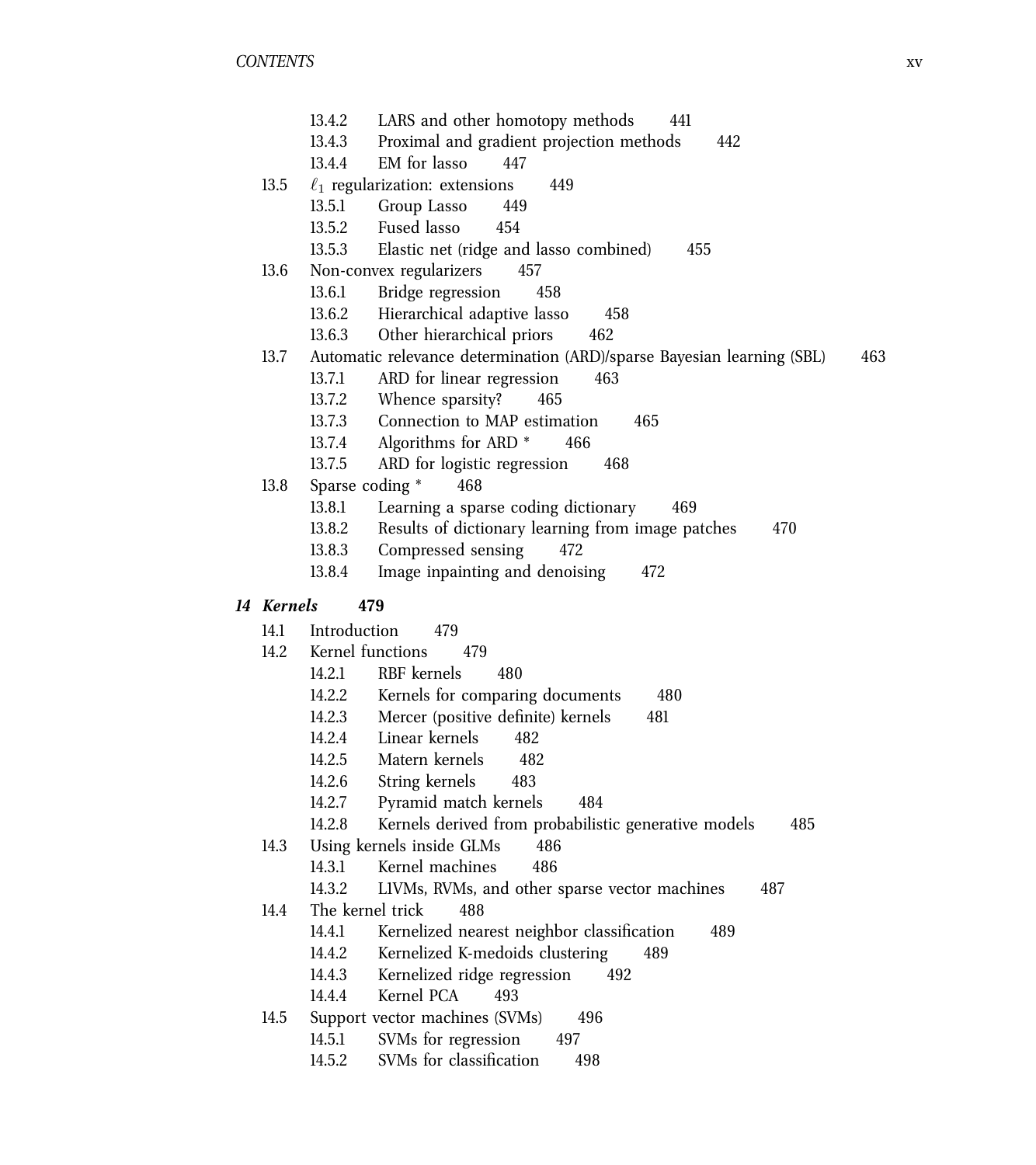- 13.4.2 LARS and other homotopy methods 441
- 13.4.3 Proximal and gradient projection methods 442
- 13.4.4 EM for lasso 447

13.5 $\ell_1$ regularization: extensions 449

- 13.5.1 Group Lasso 449
- 13.5.2 Fused lasso 454
- 13.5.3 Elastic net (ridge and lasso combined) 455

13.6 Non-convex regularizers 457

- 13.6.1 Bridge regression 458
- 13.6.2 Hierarchical adaptive lasso 458
- 13.6.3 Other hierarchical priors 462

13.7 Automatic relevance determination (ARD)/sparse Bayesian learning (SBL) 463

- 13.7.1 ARD for linear regression 463
- 13.7.2 Whence sparsity? 465
- 13.7.3 Connection to MAP estimation 465
- 13.7.4 Algorithms for ARD * 466
- 13.7.5 ARD for logistic regression 468

13.8 Sparse coding * 468

- 13.8.1 Learning a sparse coding dictionary 469
- 13.8.2 Results of dictionary learning from image patches 470
- 13.8.3 Compressed sensing 472
- 13.8.4 Image inpainting and denoising 472

## ***14 Kernels*** **479**

14.1 Introduction 479

14.2 Kernel functions 479

- 14.2.1 RBF kernels 480
- 14.2.2 Kernels for comparing documents 480
- 14.2.3 Mercer (positive definite) kernels 481
- 14.2.4 Linear kernels 482
- 14.2.5 Matern kernels 482
- 14.2.6 String kernels 483
- 14.2.7 Pyramid match kernels 484
- 14.2.8 Kernels derived from probabilistic generative models 485

14.3 Using kernels inside GLMs 486

- 14.3.1 Kernel machines 486
- 14.3.2 L1VMs, RVMs, and other sparse vector machines 487

14.4 The kernel trick 488

- 14.4.1 Kernelized nearest neighbor classification 489
- 14.4.2 Kernelized K-medoids clustering 489
- 14.4.3 Kernelized ridge regression 492
- 14.4.4 Kernel PCA 493

14.5 Support vector machines (SVMs) 496

- 14.5.1 SVMs for regression 497
- 14.5.2 SVMs for classification 498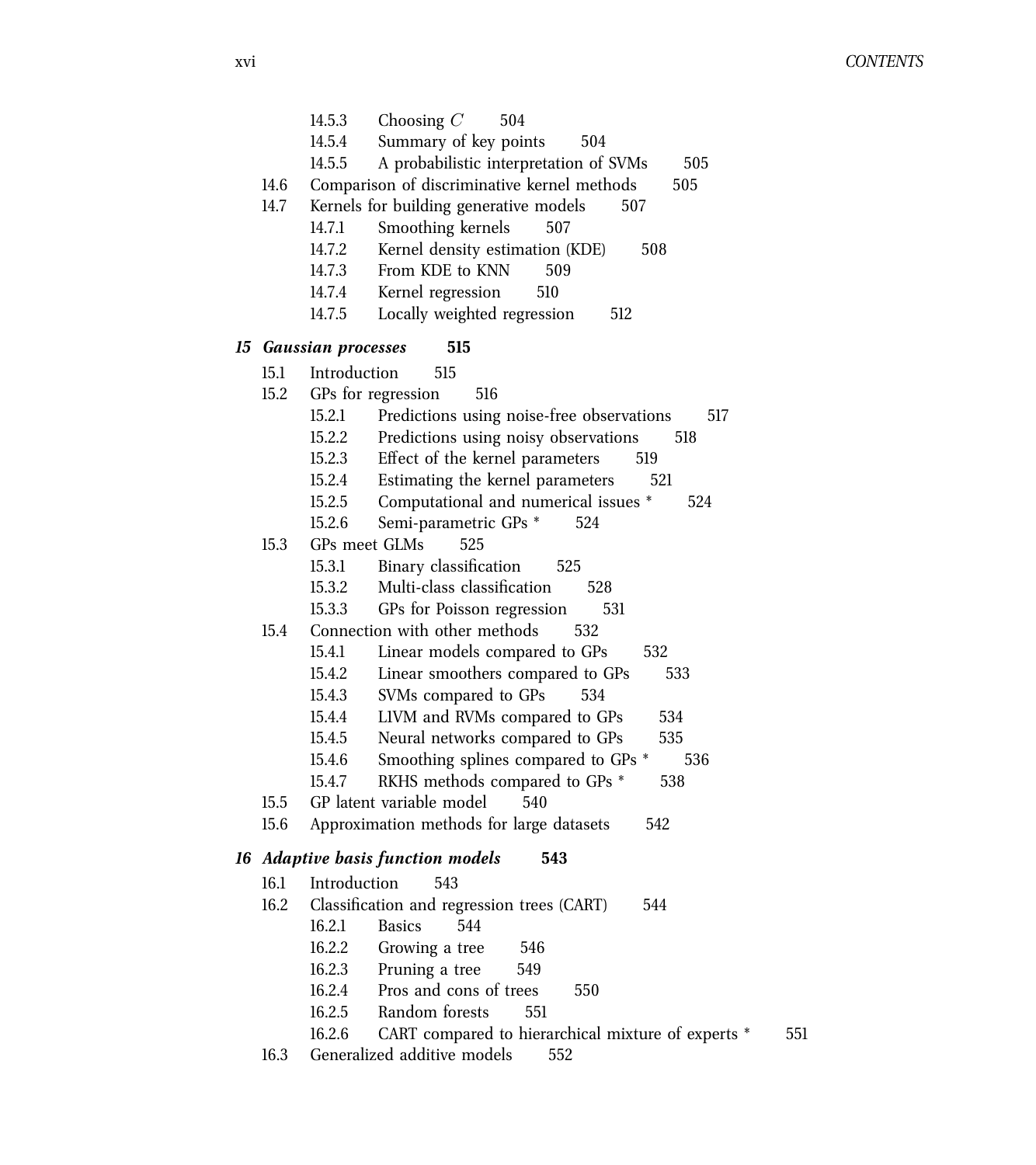14.5.3 Choosing $C$ 504
14.5.4 Summary of key points 504
14.5.5 A probabilistic interpretation of SVMs 505
14.6 Comparison of discriminative kernel methods 505
14.7 Kernels for building generative models 507
14.7.1 Smoothing kernels 507
14.7.2 Kernel density estimation (KDE) 508
14.7.3 From KDE to KNN 509
14.7.4 Kernel regression 510
14.7.5 Locally weighted regression 512

**15 *Gaussian processes* 515**

15.1 Introduction 515
15.2 GPs for regression 516
15.2.1 Predictions using noise-free observations 517
15.2.2 Predictions using noisy observations 518
15.2.3 Effect of the kernel parameters 519
15.2.4 Estimating the kernel parameters 521
15.2.5 Computational and numerical issues * 524
15.2.6 Semi-parametric GPs * 524
15.3 GPs meet GLMs 525
15.3.1 Binary classification 525
15.3.2 Multi-class classification 528
15.3.3 GPs for Poisson regression 531
15.4 Connection with other methods 532
15.4.1 Linear models compared to GPs 532
15.4.2 Linear smoothers compared to GPs 533
15.4.3 SVMs compared to GPs 534
15.4.4 L1VM and RVMs compared to GPs 534
15.4.5 Neural networks compared to GPs 535
15.4.6 Smoothing splines compared to GPs * 536
15.4.7 RKHS methods compared to GPs * 538
15.5 GP latent variable model 540
15.6 Approximation methods for large datasets 542

**16 *Adaptive basis function models* 543**

16.1 Introduction 543
16.2 Classification and regression trees (CART) 544
16.2.1 Basics 544
16.2.2 Growing a tree 546
16.2.3 Pruning a tree 549
16.2.4 Pros and cons of trees 550
16.2.5 Random forests 551
16.2.6 CART compared to hierarchical mixture of experts * 551
16.3 Generalized additive models 552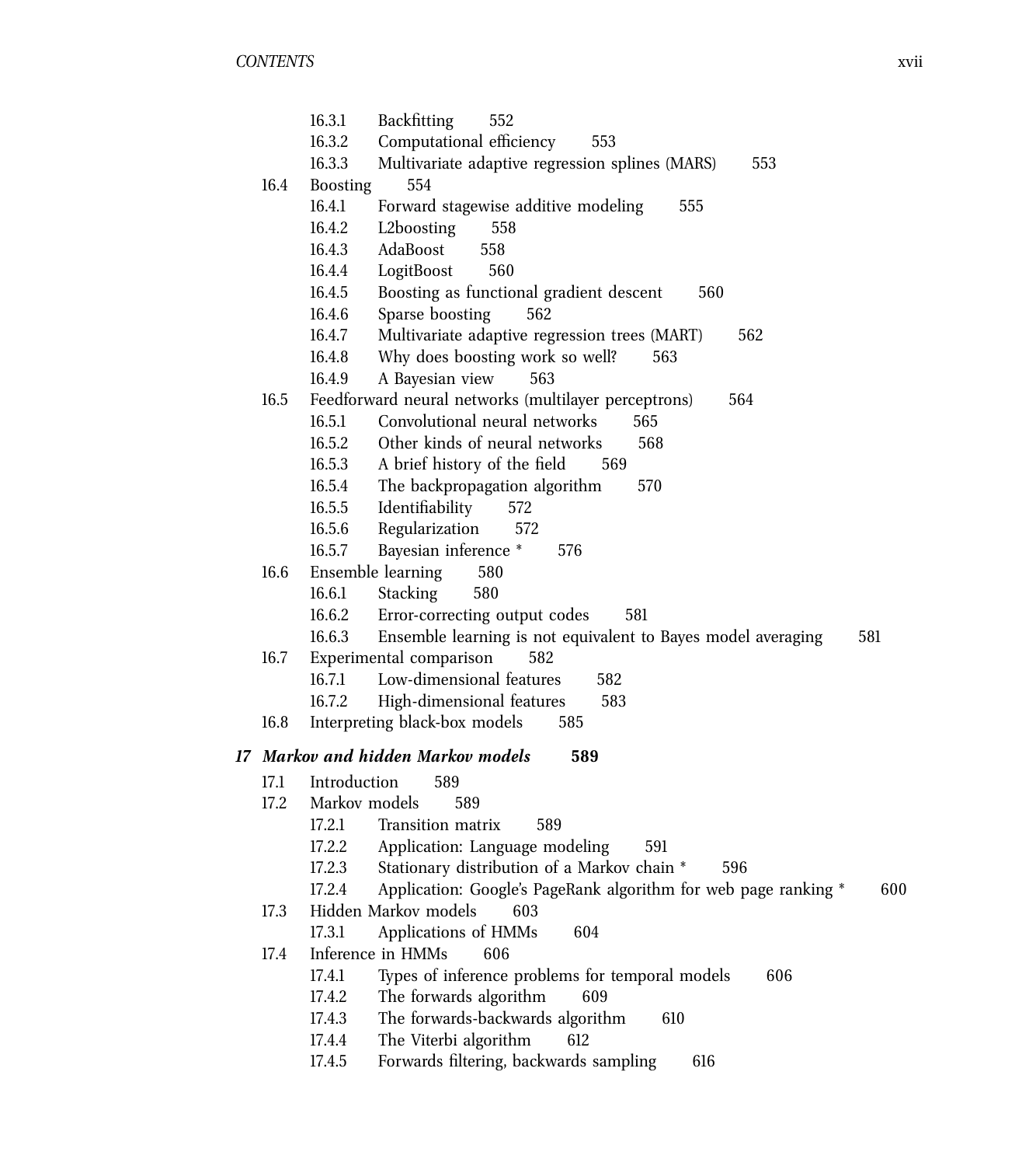16.3.1 Backfitting 552
16.3.2 Computational efficiency 553
16.3.3 Multivariate adaptive regression splines (MARS) 553

16.4 Boosting 554
16.4.1 Forward stagewise additive modeling 555
16.4.2 L2boosting 558
16.4.3 AdaBoost 558
16.4.4 LogitBoost 560
16.4.5 Boosting as functional gradient descent 560
16.4.6 Sparse boosting 562
16.4.7 Multivariate adaptive regression trees (MART) 562
16.4.8 Why does boosting work so well? 563
16.4.9 A Bayesian view 563

16.5 Feedforward neural networks (multilayer perceptrons) 564
16.5.1 Convolutional neural networks 565
16.5.2 Other kinds of neural networks 568
16.5.3 A brief history of the field 569
16.5.4 The backpropagation algorithm 570
16.5.5 Identifiability 572
16.5.6 Regularization 572
16.5.7 Bayesian inference * 576

16.6 Ensemble learning 580
16.6.1 Stacking 580
16.6.2 Error-correcting output codes 581
16.6.3 Ensemble learning is not equivalent to Bayes model averaging 581

16.7 Experimental comparison 582
16.7.1 Low-dimensional features 582
16.7.2 High-dimensional features 583

16.8 Interpreting black-box models 585

**_17 Markov and hidden Markov models_ 589**

17.1 Introduction 589

17.2 Markov models 589
17.2.1 Transition matrix 589
17.2.2 Application: Language modeling 591
17.2.3 Stationary distribution of a Markov chain * 596
17.2.4 Application: Google's PageRank algorithm for web page ranking * 600

17.3 Hidden Markov models 603
17.3.1 Applications of HMMs 604

17.4 Inference in HMMs 606
17.4.1 Types of inference problems for temporal models 606
17.4.2 The forwards algorithm 609
17.4.3 The forwards-backwards algorithm 610
17.4.4 The Viterbi algorithm 612
17.4.5 Forwards filtering, backwards sampling 616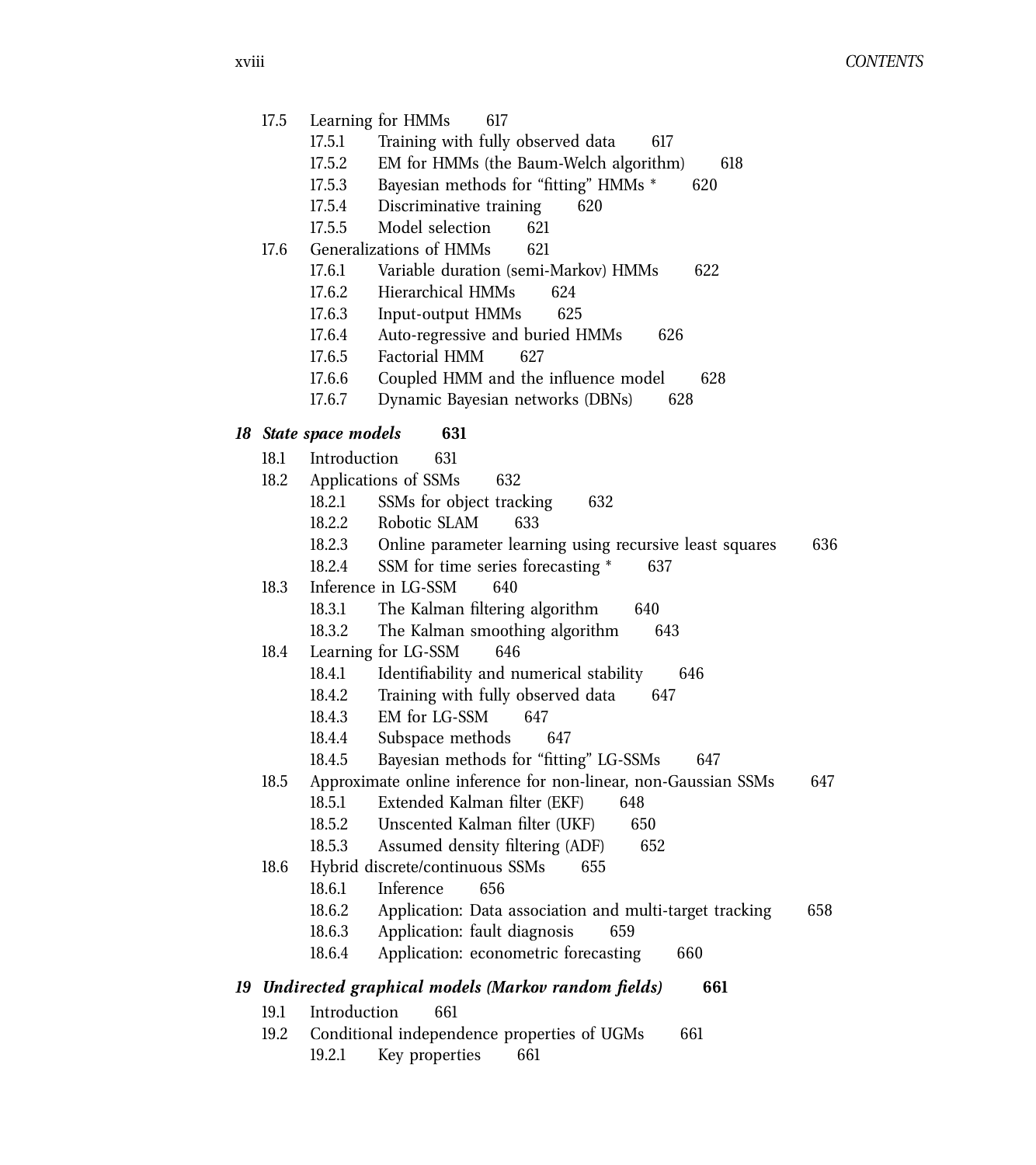17.5 Learning for HMMs 617
- 17.5.1 Training with fully observed data 617
- 17.5.2 EM for HMMs (the Baum-Welch algorithm) 618
- 17.5.3 Bayesian methods for “fitting” HMMs * 620
- 17.5.4 Discriminative training 620
- 17.5.5 Model selection 621

17.6 Generalizations of HMMs 621
- 17.6.1 Variable duration (semi-Markov) HMMs 622
- 17.6.2 Hierarchical HMMs 624
- 17.6.3 Input-output HMMs 625
- 17.6.4 Auto-regressive and buried HMMs 626
- 17.6.5 Factorial HMM 627
- 17.6.6 Coupled HMM and the influence model 628
- 17.6.7 Dynamic Bayesian networks (DBNs) 628

## *18 State space models* **631**

18.1 Introduction 631

18.2 Applications of SSMs 632
- 18.2.1 SSMs for object tracking 632
- 18.2.2 Robotic SLAM 633
- 18.2.3 Online parameter learning using recursive least squares 636
- 18.2.4 SSM for time series forecasting * 637

18.3 Inference in LG-SSM 640
- 18.3.1 The Kalman filtering algorithm 640
- 18.3.2 The Kalman smoothing algorithm 643

18.4 Learning for LG-SSM 646
- 18.4.1 Identifiability and numerical stability 646
- 18.4.2 Training with fully observed data 647
- 18.4.3 EM for LG-SSM 647
- 18.4.4 Subspace methods 647
- 18.4.5 Bayesian methods for “fitting” LG-SSMs 647

18.5 Approximate online inference for non-linear, non-Gaussian SSMs 647
- 18.5.1 Extended Kalman filter (EKF) 648
- 18.5.2 Unscented Kalman filter (UKF) 650
- 18.5.3 Assumed density filtering (ADF) 652

18.6 Hybrid discrete/continuous SSMs 655
- 18.6.1 Inference 656
- 18.6.2 Application: Data association and multi-target tracking 658
- 18.6.3 Application: fault diagnosis 659
- 18.6.4 Application: econometric forecasting 660

## *19 Undirected graphical models (Markov random fields)* **661**

19.1 Introduction 661

19.2 Conditional independence properties of UGMs 661
- 19.2.1 Key properties 661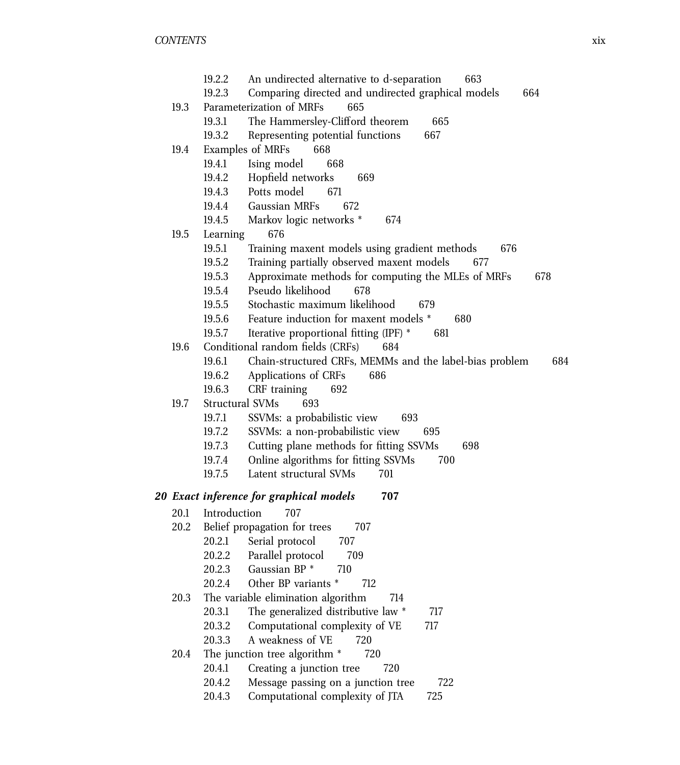19.2.2 An undirected alternative to d-separation 663
19.2.3 Comparing directed and undirected graphical models 664

19.3 Parameterization of MRFs 665
19.3.1 The Hammersley-Clifford theorem 665
19.3.2 Representing potential functions 667

19.4 Examples of MRFs 668
19.4.1 Ising model 668
19.4.2 Hopfield networks 669
19.4.3 Potts model 671
19.4.4 Gaussian MRFs 672
19.4.5 Markov logic networks * 674

19.5 Learning 676
19.5.1 Training maxent models using gradient methods 676
19.5.2 Training partially observed maxent models 677
19.5.3 Approximate methods for computing the MLEs of MRFs 678
19.5.4 Pseudo likelihood 678
19.5.5 Stochastic maximum likelihood 679
19.5.6 Feature induction for maxent models * 680
19.5.7 Iterative proportional fitting (IPF) * 681

19.6 Conditional random fields (CRFs) 684
19.6.1 Chain-structured CRFs, MEMMs and the label-bias problem 684
19.6.2 Applications of CRFs 686
19.6.3 CRF training 692

19.7 Structural SVMs 693
19.7.1 SSVMs: a probabilistic view 693
19.7.2 SSVMs: a non-probabilistic view 695
19.7.3 Cutting plane methods for fitting SSVMs 698
19.7.4 Online algorithms for fitting SSVMs 700
19.7.5 Latent structural SVMs 701

***20 Exact inference for graphical models*** **707**

20.1 Introduction 707

20.2 Belief propagation for trees 707
20.2.1 Serial protocol 707
20.2.2 Parallel protocol 709
20.2.3 Gaussian BP * 710
20.2.4 Other BP variants * 712

20.3 The variable elimination algorithm 714
20.3.1 The generalized distributive law * 717
20.3.2 Computational complexity of VE 717
20.3.3 A weakness of VE 720

20.4 The junction tree algorithm * 720
20.4.1 Creating a junction tree 720
20.4.2 Message passing on a junction tree 722
20.4.3 Computational complexity of JTA 725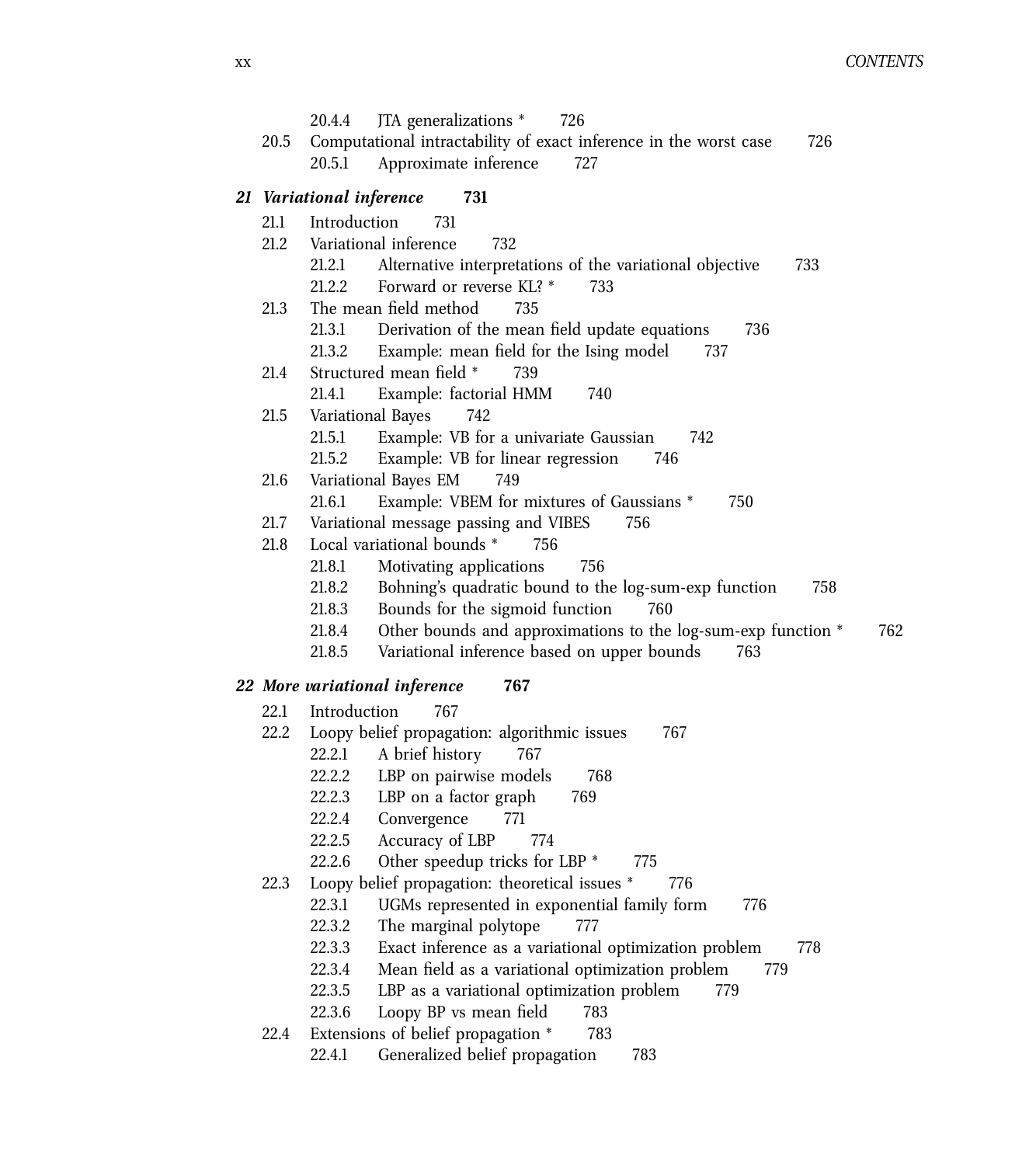20.4.4 JTA generalizations * 726

20.5 Computational intractability of exact inference in the worst case 726

20.5.1 Approximate inference 727

## 21 Variational inference 731

21.1 Introduction 731

21.2 Variational inference 732

21.2.1 Alternative interpretations of the variational objective 733

21.2.2 Forward or reverse KL? * 733

21.3 The mean field method 735

21.3.1 Derivation of the mean field update equations 736

21.3.2 Example: mean field for the Ising model 737

21.4 Structured mean field * 739

21.4.1 Example: factorial HMM 740

21.5 Variational Bayes 742

21.5.1 Example: VB for a univariate Gaussian 742

21.5.2 Example: VB for linear regression 746

21.6 Variational Bayes EM 749

21.6.1 Example: VBEM for mixtures of Gaussians * 750

21.7 Variational message passing and VIBES 756

21.8 Local variational bounds * 756

21.8.1 Motivating applications 756

21.8.2 Bohning's quadratic bound to the log-sum-exp function 758

21.8.3 Bounds for the sigmoid function 760

21.8.4 Other bounds and approximations to the log-sum-exp function * 762

21.8.5 Variational inference based on upper bounds 763

## 22 More variational inference 767

22.1 Introduction 767

22.2 Loopy belief propagation: algorithmic issues 767

22.2.1 A brief history 767

22.2.2 LBP on pairwise models 768

22.2.3 LBP on a factor graph 769

22.2.4 Convergence 771

22.2.5 Accuracy of LBP 774

22.2.6 Other speedup tricks for LBP * 775

22.3 Loopy belief propagation: theoretical issues * 776

22.3.1 UGMs represented in exponential family form 776

22.3.2 The marginal polytope 777

22.3.3 Exact inference as a variational optimization problem 778

22.3.4 Mean field as a variational optimization problem 779

22.3.5 LBP as a variational optimization problem 779

22.3.6 Loopy BP vs mean field 783

22.4 Extensions of belief propagation * 783

22.4.1 Generalized belief propagation 783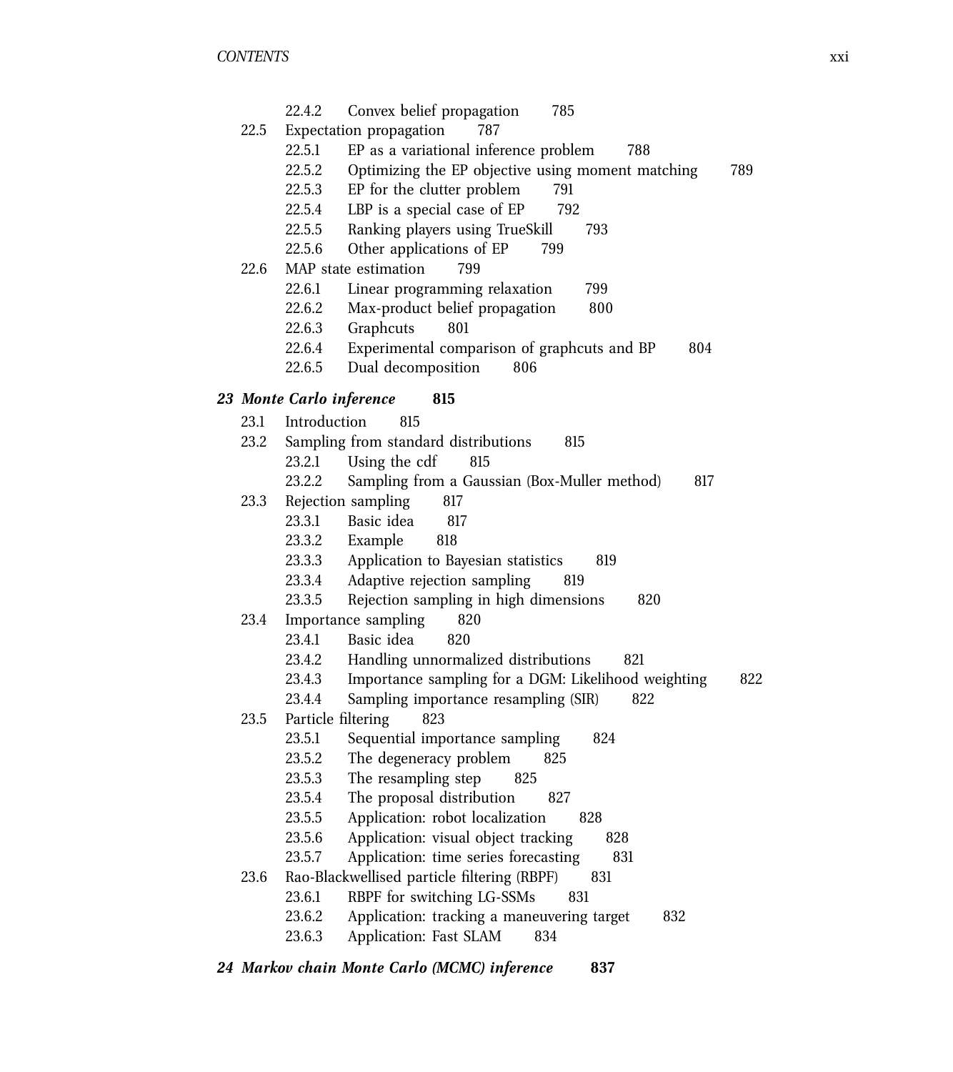22.4.2 Convex belief propagation 785

22.5 Expectation propagation 787

22.5.1 EP as a variational inference problem 788

22.5.2 Optimizing the EP objective using moment matching 789

22.5.3 EP for the clutter problem 791

22.5.4 LBP is a special case of EP 792

22.5.5 Ranking players using TrueSkill 793

22.5.6 Other applications of EP 799

22.6 MAP state estimation 799

22.6.1 Linear programming relaxation 799

22.6.2 Max-product belief propagation 800

22.6.3 Graphcuts 801

22.6.4 Experimental comparison of graphcuts and BP 804

22.6.5 Dual decomposition 806

## *23 Monte Carlo inference* **815**

23.1 Introduction 815

23.2 Sampling from standard distributions 815

23.2.1 Using the cdf 815

23.2.2 Sampling from a Gaussian (Box-Muller method) 817

23.3 Rejection sampling 817

23.3.1 Basic idea 817

23.3.2 Example 818

23.3.3 Application to Bayesian statistics 819

23.3.4 Adaptive rejection sampling 819

23.3.5 Rejection sampling in high dimensions 820

23.4 Importance sampling 820

23.4.1 Basic idea 820

23.4.2 Handling unnormalized distributions 821

23.4.3 Importance sampling for a DGM: Likelihood weighting 822

23.4.4 Sampling importance resampling (SIR) 822

23.5 Particle filtering 823

23.5.1 Sequential importance sampling 824

23.5.2 The degeneracy problem 825

23.5.3 The resampling step 825

23.5.4 The proposal distribution 827

23.5.5 Application: robot localization 828

23.5.6 Application: visual object tracking 828

23.5.7 Application: time series forecasting 831

23.6 Rao-Blackwellised particle filtering (RBPF) 831

23.6.1 RBPF for switching LG-SSMs 831

23.6.2 Application: tracking a maneuvering target 832

23.6.3 Application: Fast SLAM 834

## *24 Markov chain Monte Carlo (MCMC) inference* **837**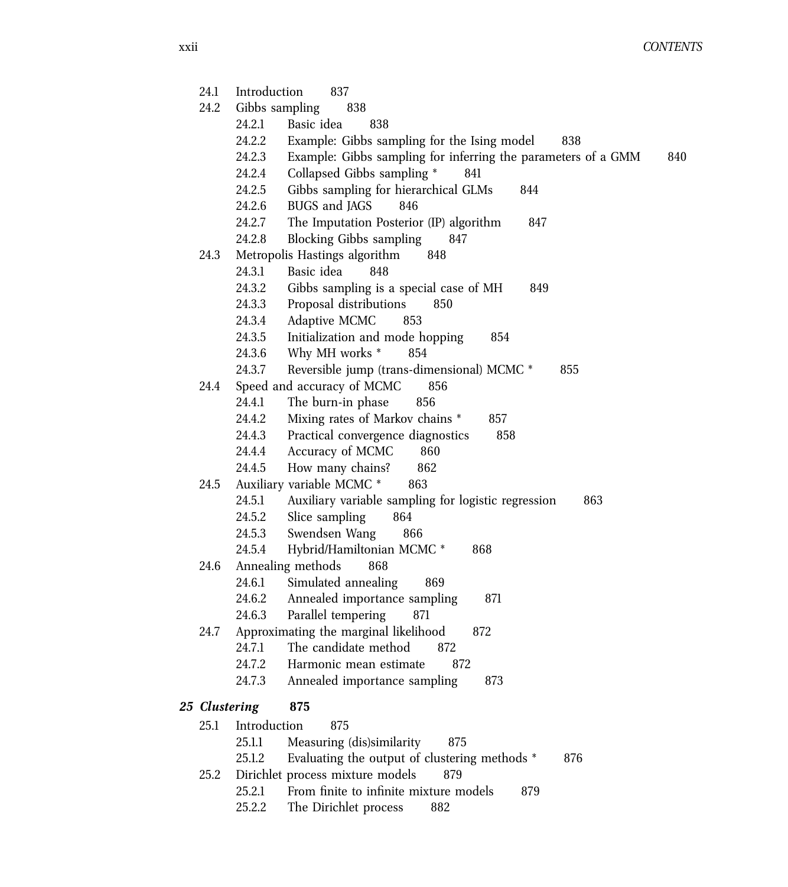- 24.1 Introduction 837
- 24.2 Gibbs sampling 838
  - 24.2.1 Basic idea 838
  - 24.2.2 Example: Gibbs sampling for the Ising model 838
  - 24.2.3 Example: Gibbs sampling for inferring the parameters of a GMM 840
  - 24.2.4 Collapsed Gibbs sampling * 841
  - 24.2.5 Gibbs sampling for hierarchical GLMs 844
  - 24.2.6 BUGS and JAGS 846
  - 24.2.7 The Imputation Posterior (IP) algorithm 847
  - 24.2.8 Blocking Gibbs sampling 847
- 24.3 Metropolis Hastings algorithm 848
  - 24.3.1 Basic idea 848
  - 24.3.2 Gibbs sampling is a special case of MH 849
  - 24.3.3 Proposal distributions 850
  - 24.3.4 Adaptive MCMC 853
  - 24.3.5 Initialization and mode hopping 854
  - 24.3.6 Why MH works * 854
  - 24.3.7 Reversible jump (trans-dimensional) MCMC * 855
- 24.4 Speed and accuracy of MCMC 856
  - 24.4.1 The burn-in phase 856
  - 24.4.2 Mixing rates of Markov chains * 857
  - 24.4.3 Practical convergence diagnostics 858
  - 24.4.4 Accuracy of MCMC 860
  - 24.4.5 How many chains? 862
- 24.5 Auxiliary variable MCMC * 863
  - 24.5.1 Auxiliary variable sampling for logistic regression 863
  - 24.5.2 Slice sampling 864
  - 24.5.3 Swendsen Wang 866
  - 24.5.4 Hybrid/Hamiltonian MCMC * 868
- 24.6 Annealing methods 868
  - 24.6.1 Simulated annealing 869
  - 24.6.2 Annealed importance sampling 871
  - 24.6.3 Parallel tempering 871
- 24.7 Approximating the marginal likelihood 872
  - 24.7.1 The candidate method 872
  - 24.7.2 Harmonic mean estimate 872
  - 24.7.3 Annealed importance sampling 873

## *25 Clustering* **875**

- 25.1 Introduction 875
  - 25.1.1 Measuring (dis)similarity 875
  - 25.1.2 Evaluating the output of clustering methods * 876
- 25.2 Dirichlet process mixture models 879
  - 25.2.1 From finite to infinite mixture models 879
  - 25.2.2 The Dirichlet process 882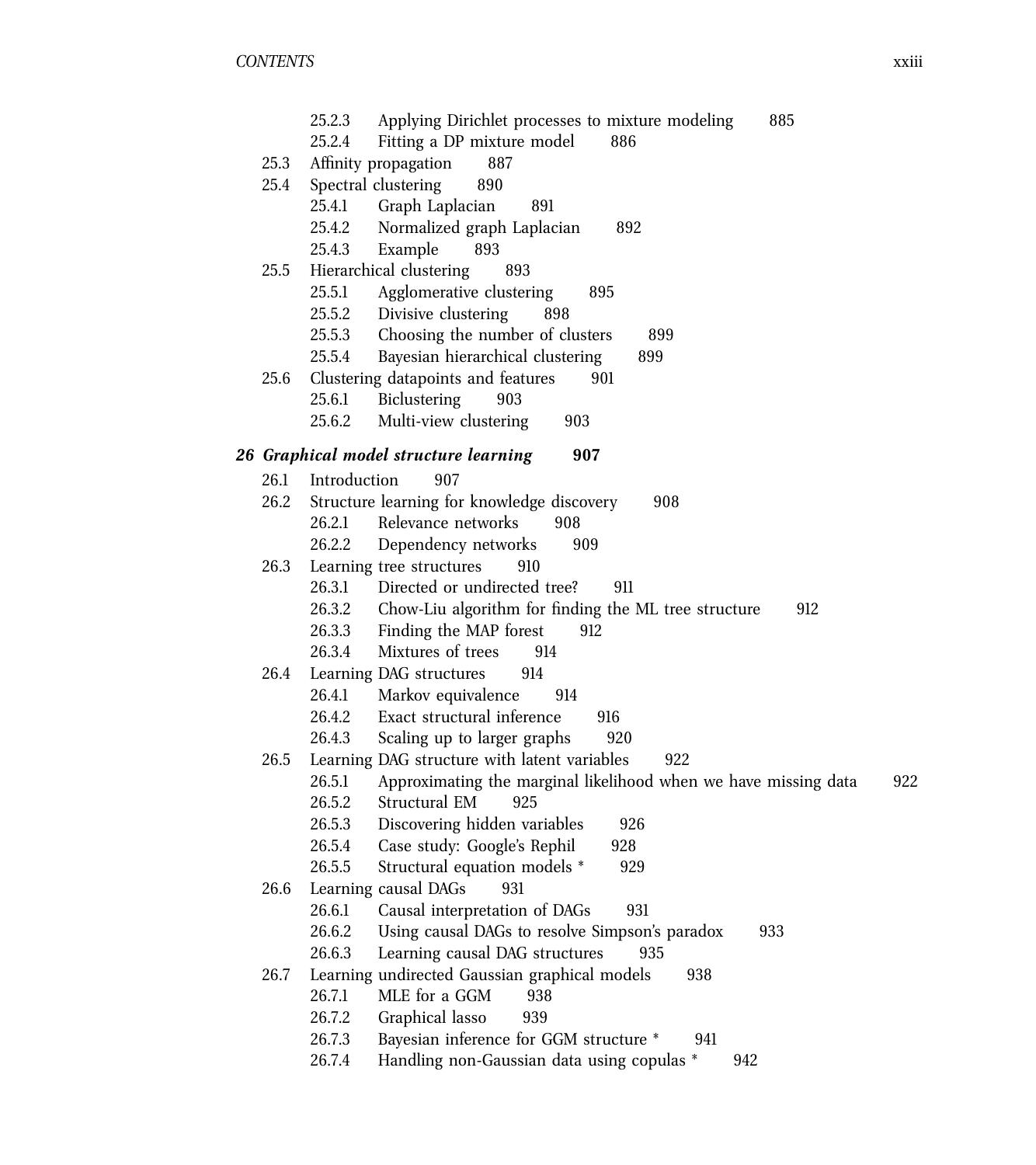25.2.3 Applying Dirichlet processes to mixture modeling 885
25.2.4 Fitting a DP mixture model 886

25.3 Affinity propagation 887

25.4 Spectral clustering 890
25.4.1 Graph Laplacian 891
25.4.2 Normalized graph Laplacian 892
25.4.3 Example 893

25.5 Hierarchical clustering 893
25.5.1 Agglomerative clustering 895
25.5.2 Divisive clustering 898
25.5.3 Choosing the number of clusters 899
25.5.4 Bayesian hierarchical clustering 899

25.6 Clustering datapoints and features 901
25.6.1 Biclustering 903
25.6.2 Multi-view clustering 903

***26 Graphical model structure learning* 907**

26.1 Introduction 907

26.2 Structure learning for knowledge discovery 908
26.2.1 Relevance networks 908
26.2.2 Dependency networks 909

26.3 Learning tree structures 910
26.3.1 Directed or undirected tree? 911
26.3.2 Chow-Liu algorithm for finding the ML tree structure 912
26.3.3 Finding the MAP forest 912
26.3.4 Mixtures of trees 914

26.4 Learning DAG structures 914
26.4.1 Markov equivalence 914
26.4.2 Exact structural inference 916
26.4.3 Scaling up to larger graphs 920

26.5 Learning DAG structure with latent variables 922
26.5.1 Approximating the marginal likelihood when we have missing data 922
26.5.2 Structural EM 925
26.5.3 Discovering hidden variables 926
26.5.4 Case study: Google's Rephil 928
26.5.5 Structural equation models * 929

26.6 Learning causal DAGs 931
26.6.1 Causal interpretation of DAGs 931
26.6.2 Using causal DAGs to resolve Simpson's paradox 933
26.6.3 Learning causal DAG structures 935

26.7 Learning undirected Gaussian graphical models 938
26.7.1 MLE for a GGM 938
26.7.2 Graphical lasso 939
26.7.3 Bayesian inference for GGM structure * 941
26.7.4 Handling non-Gaussian data using copulas * 942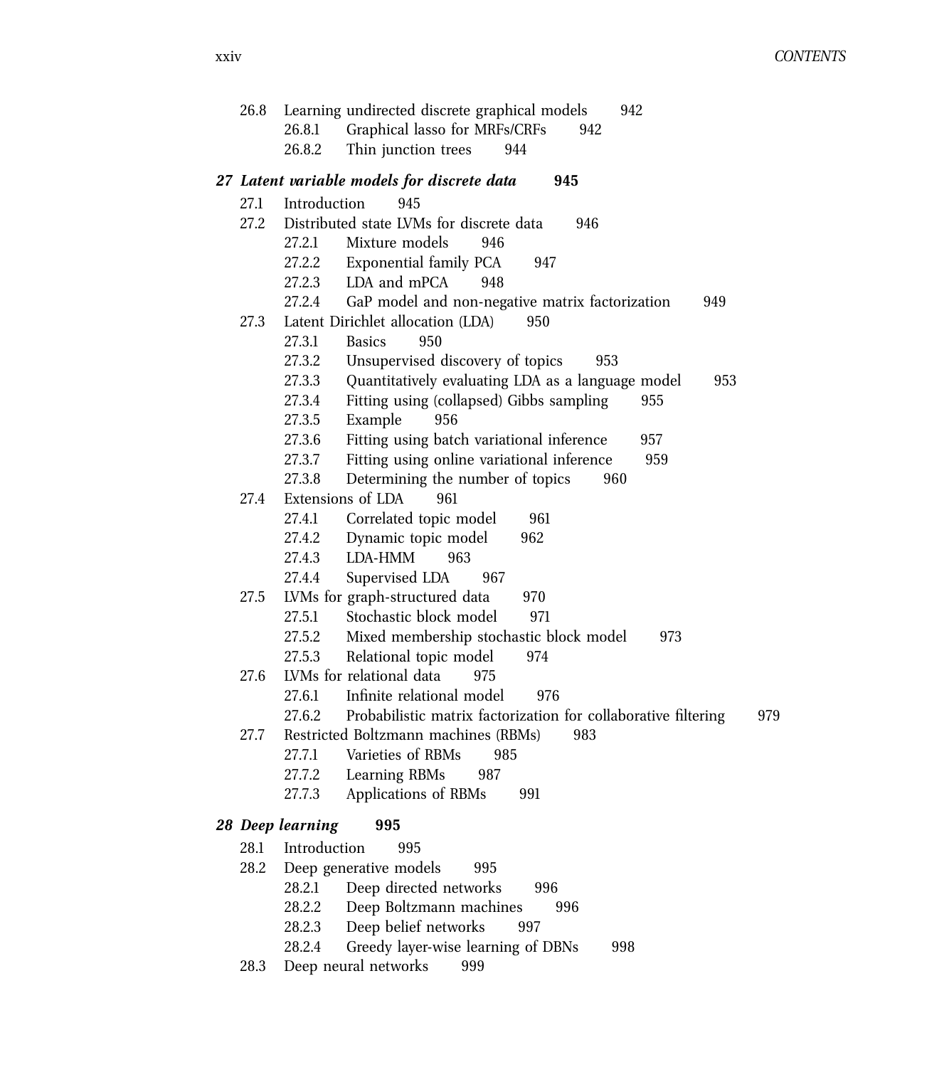26.8 Learning undirected discrete graphical models 942
  26.8.1 Graphical lasso for MRFs/CRFs 942
  26.8.2 Thin junction trees 944

## *27 Latent variable models for discrete data* **945**

27.1 Introduction 945
27.2 Distributed state LVMs for discrete data 946
  27.2.1 Mixture models 946
  27.2.2 Exponential family PCA 947
  27.2.3 LDA and mPCA 948
  27.2.4 GaP model and non-negative matrix factorization 949
27.3 Latent Dirichlet allocation (LDA) 950
  27.3.1 Basics 950
  27.3.2 Unsupervised discovery of topics 953
  27.3.3 Quantitatively evaluating LDA as a language model 953
  27.3.4 Fitting using (collapsed) Gibbs sampling 955
  27.3.5 Example 956
  27.3.6 Fitting using batch variational inference 957
  27.3.7 Fitting using online variational inference 959
  27.3.8 Determining the number of topics 960
27.4 Extensions of LDA 961
  27.4.1 Correlated topic model 961
  27.4.2 Dynamic topic model 962
  27.4.3 LDA-HMM 963
  27.4.4 Supervised LDA 967
27.5 LVMs for graph-structured data 970
  27.5.1 Stochastic block model 971
  27.5.2 Mixed membership stochastic block model 973
  27.5.3 Relational topic model 974
27.6 LVMs for relational data 975
  27.6.1 Infinite relational model 976
  27.6.2 Probabilistic matrix factorization for collaborative filtering 979
27.7 Restricted Boltzmann machines (RBMs) 983
  27.7.1 Varieties of RBMs 985
  27.7.2 Learning RBMs 987
  27.7.3 Applications of RBMs 991

## *28 Deep learning* **995**

28.1 Introduction 995
28.2 Deep generative models 995
  28.2.1 Deep directed networks 996
  28.2.2 Deep Boltzmann machines 996
  28.2.3 Deep belief networks 997
  28.2.4 Greedy layer-wise learning of DBNs 998
28.3 Deep neural networks 999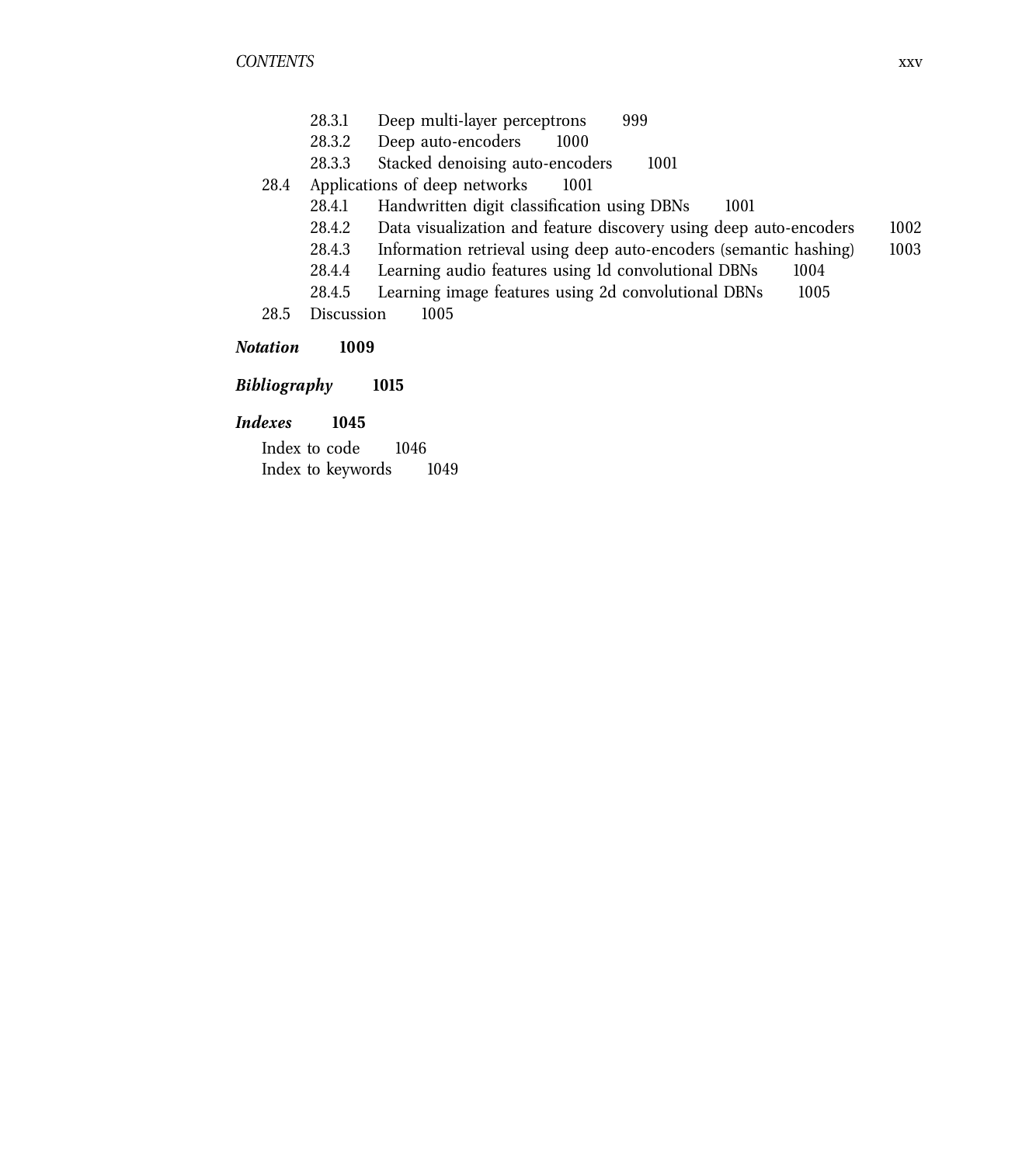28.3.1 Deep multi-layer perceptrons 999
28.3.2 Deep auto-encoders 1000
28.3.3 Stacked denoising auto-encoders 1001

28.4 Applications of deep networks 1001

28.4.1 Handwritten digit classification using DBNs 1001
28.4.2 Data visualization and feature discovery using deep auto-encoders 1002
28.4.3 Information retrieval using deep auto-encoders (semantic hashing) 1003
28.4.4 Learning audio features using 1d convolutional DBNs 1004
28.4.5 Learning image features using 2d convolutional DBNs 1005

28.5 Discussion 1005

***Notation*** **1009**

***Bibliography*** **1015**

***Indexes*** **1045**

Index to code 1046
Index to keywords 1049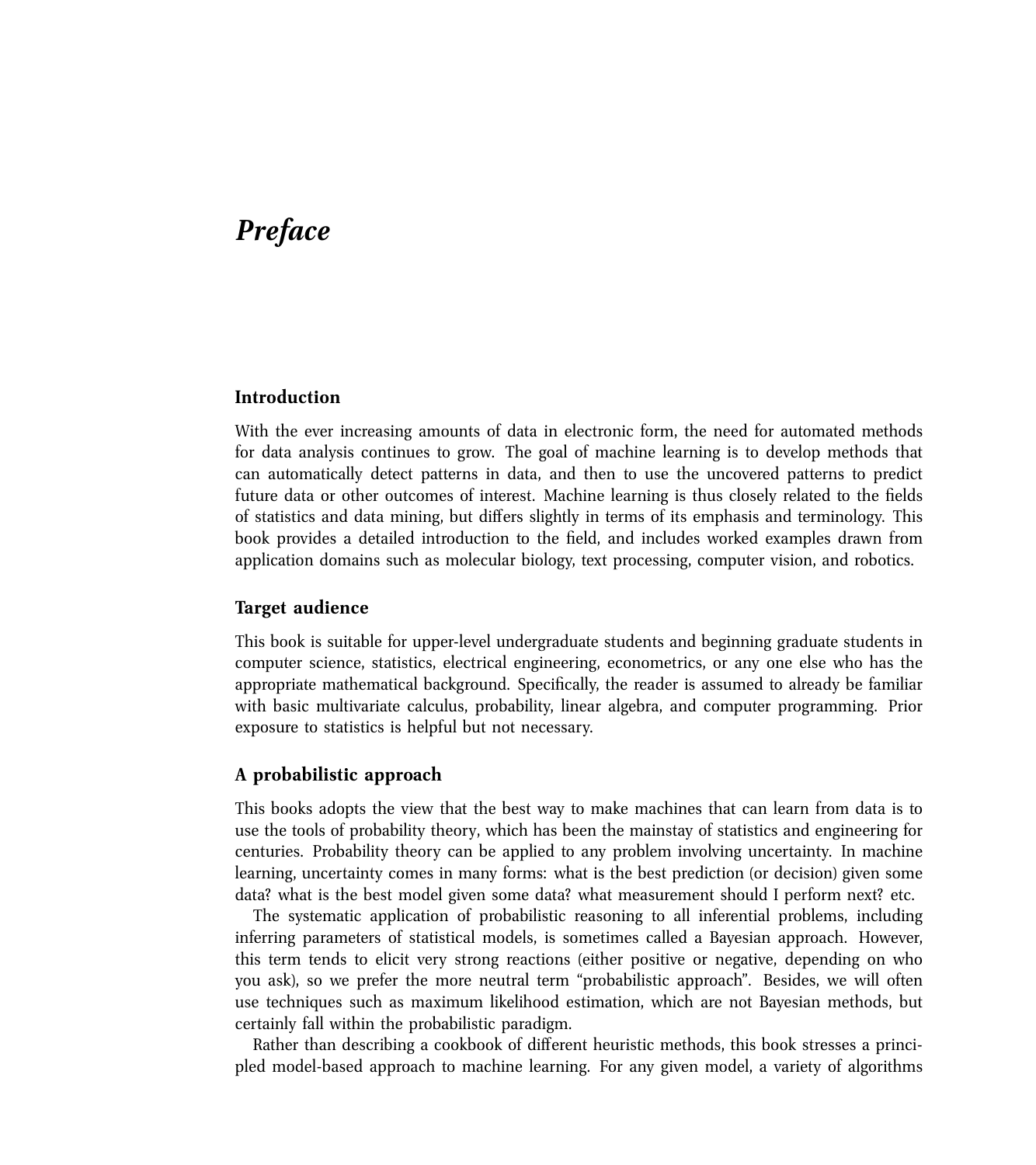# Preface

## Introduction

With the ever increasing amounts of data in electronic form, the need for automated methods for data analysis continues to grow. The goal of machine learning is to develop methods that can automatically detect patterns in data, and then to use the uncovered patterns to predict future data or other outcomes of interest. Machine learning is thus closely related to the fields of statistics and data mining, but differs slightly in terms of its emphasis and terminology. This book provides a detailed introduction to the field, and includes worked examples drawn from application domains such as molecular biology, text processing, computer vision, and robotics.

## Target audience

This book is suitable for upper-level undergraduate students and beginning graduate students in computer science, statistics, electrical engineering, econometrics, or any one else who has the appropriate mathematical background. Specifically, the reader is assumed to already be familiar with basic multivariate calculus, probability, linear algebra, and computer programming. Prior exposure to statistics is helpful but not necessary.

## A probabilistic approach

This books adopts the view that the best way to make machines that can learn from data is to use the tools of probability theory, which has been the mainstay of statistics and engineering for centuries. Probability theory can be applied to any problem involving uncertainty. In machine learning, uncertainty comes in many forms: what is the best prediction (or decision) given some data? what is the best model given some data? what measurement should I perform next? etc.

The systematic application of probabilistic reasoning to all inferential problems, including inferring parameters of statistical models, is sometimes called a Bayesian approach. However, this term tends to elicit very strong reactions (either positive or negative, depending on who you ask), so we prefer the more neutral term "probabilistic approach". Besides, we will often use techniques such as maximum likelihood estimation, which are not Bayesian methods, but certainly fall within the probabilistic paradigm.

Rather than describing a cookbook of different heuristic methods, this book stresses a principled model-based approach to machine learning. For any given model, a variety of algorithms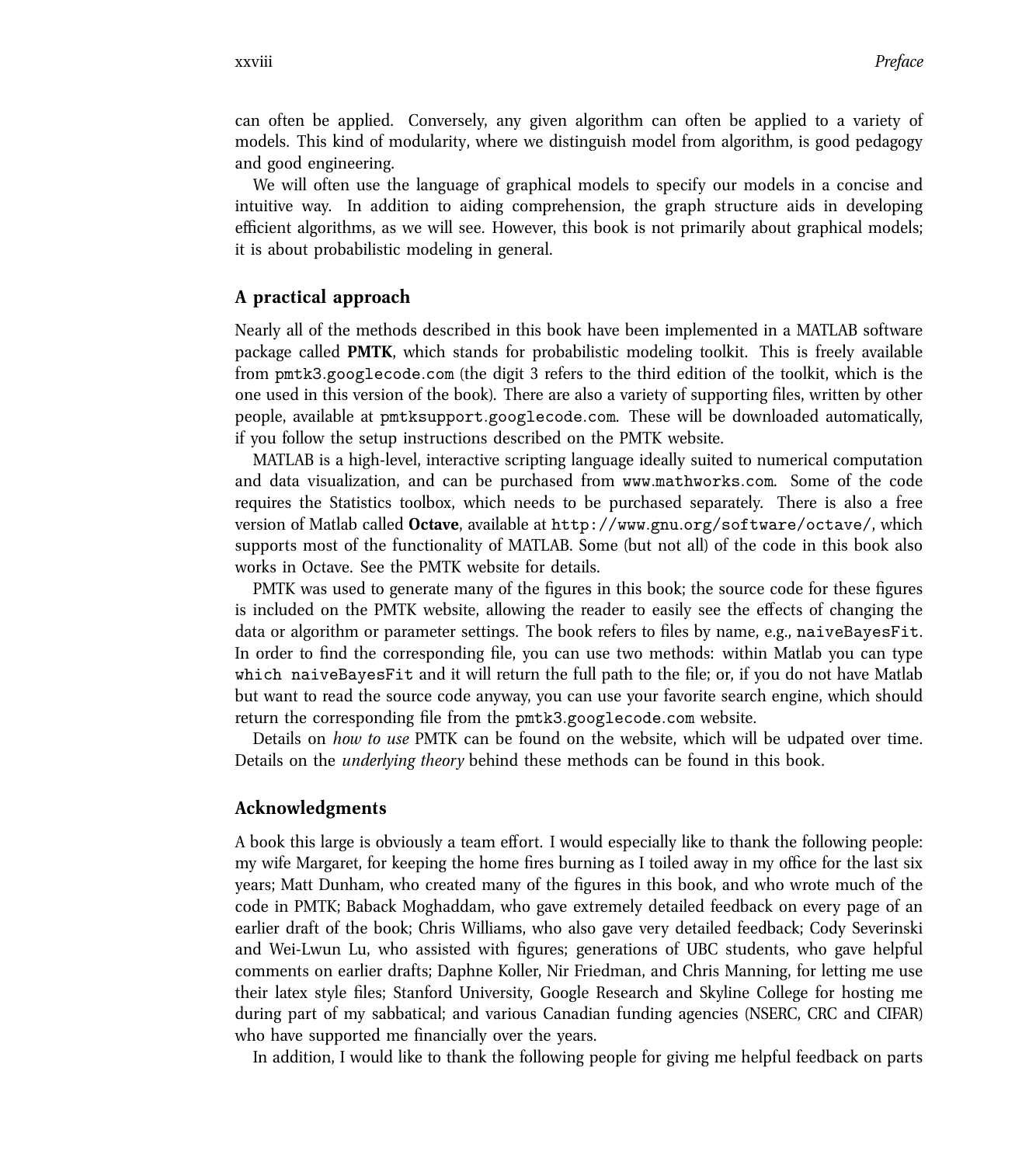can often be applied. Conversely, any given algorithm can often be applied to a variety of models. This kind of modularity, where we distinguish model from algorithm, is good pedagogy and good engineering.

We will often use the language of graphical models to specify our models in a concise and intuitive way. In addition to aiding comprehension, the graph structure aids in developing efficient algorithms, as we will see. However, this book is not primarily about graphical models; it is about probabilistic modeling in general.

## A practical approach

Nearly all of the methods described in this book have been implemented in a MATLAB software package called **PMTK**, which stands for probabilistic modeling toolkit. This is freely available from `pmtk3.googlecode.com` (the digit 3 refers to the third edition of the toolkit, which is the one used in this version of the book). There are also a variety of supporting files, written by other people, available at `pmtksupport.googlecode.com`. These will be downloaded automatically, if you follow the setup instructions described on the PMTK website.

MATLAB is a high-level, interactive scripting language ideally suited to numerical computation and data visualization, and can be purchased from `www.mathworks.com`. Some of the code requires the Statistics toolbox, which needs to be purchased separately. There is also a free version of Matlab called **Octave**, available at `http://www.gnu.org/software/octave/`, which supports most of the functionality of MATLAB. Some (but not all) of the code in this book also works in Octave. See the PMTK website for details.

PMTK was used to generate many of the figures in this book; the source code for these figures is included on the PMTK website, allowing the reader to easily see the effects of changing the data or algorithm or parameter settings. The book refers to files by name, e.g., `naiveBayesFit`. In order to find the corresponding file, you can use two methods: within Matlab you can type `which naiveBayesFit` and it will return the full path to the file; or, if you do not have Matlab but want to read the source code anyway, you can use your favorite search engine, which should return the corresponding file from the `pmtk3.googlecode.com` website.

Details on *how to use* PMTK can be found on the website, which will be udpated over time. Details on the *underlying theory* behind these methods can be found in this book.

## Acknowledgments

A book this large is obviously a team effort. I would especially like to thank the following people: my wife Margaret, for keeping the home fires burning as I toiled away in my office for the last six years; Matt Dunham, who created many of the figures in this book, and who wrote much of the code in PMTK; Baback Moghaddam, who gave extremely detailed feedback on every page of an earlier draft of the book; Chris Williams, who also gave very detailed feedback; Cody Severinski and Wei-Lwun Lu, who assisted with figures; generations of UBC students, who gave helpful comments on earlier drafts; Daphne Koller, Nir Friedman, and Chris Manning, for letting me use their latex style files; Stanford University, Google Research and Skyline College for hosting me during part of my sabbatical; and various Canadian funding agencies (NSERC, CRC and CIFAR) who have supported me financially over the years.

In addition, I would like to thank the following people for giving me helpful feedback on parts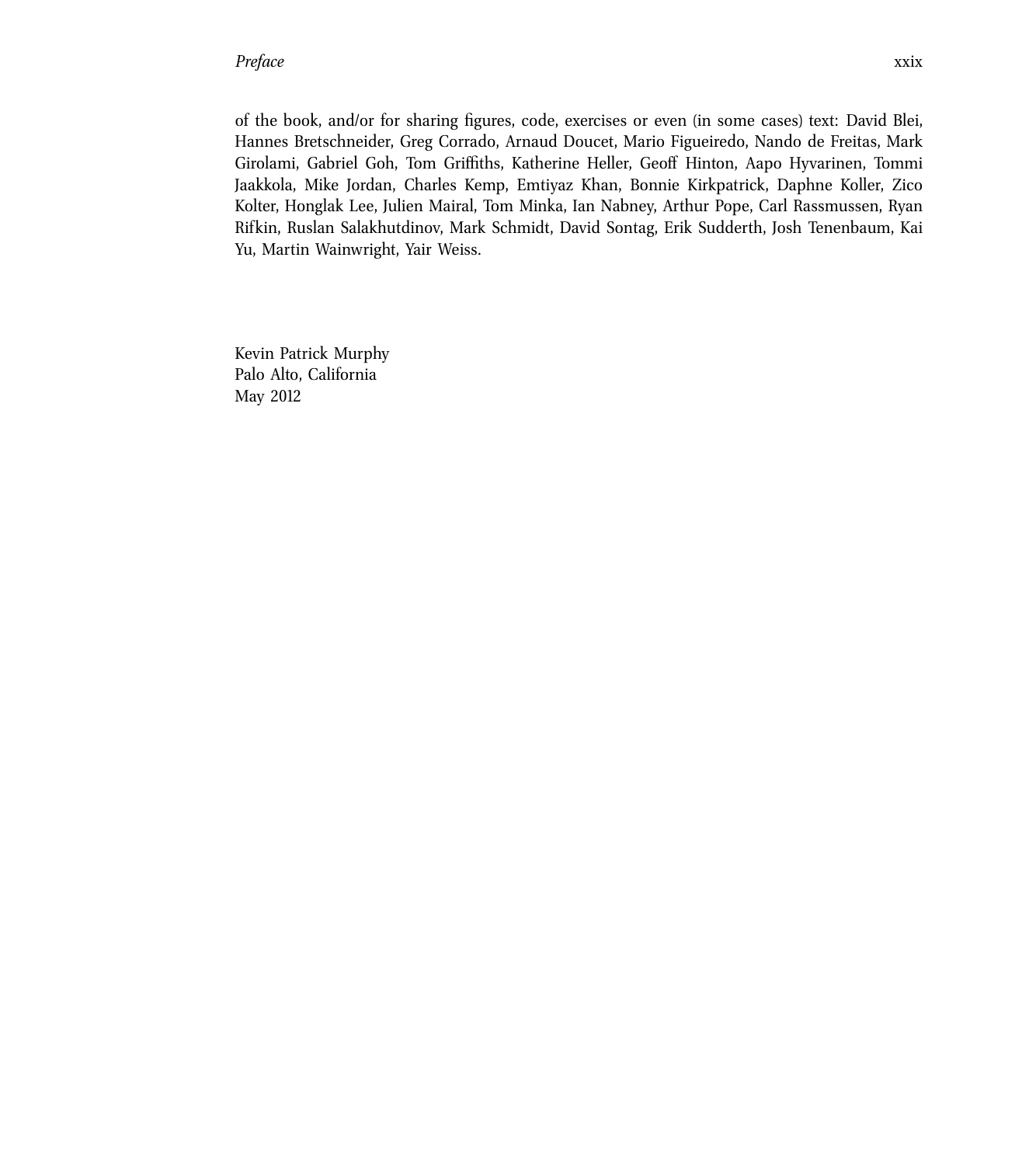of the book, and/or for sharing figures, code, exercises or even (in some cases) text: David Blei, Hannes Bretschneider, Greg Corrado, Arnaud Doucet, Mario Figueiredo, Nando de Freitas, Mark Girolami, Gabriel Goh, Tom Griffiths, Katherine Heller, Geoff Hinton, Aapo Hyvarinen, Tommi Jaakkola, Mike Jordan, Charles Kemp, Emtiyaz Khan, Bonnie Kirkpatrick, Daphne Koller, Zico Kolter, Honglak Lee, Julien Mairal, Tom Minka, Ian Nabney, Arthur Pope, Carl Rassmussen, Ryan Rifkin, Ruslan Salakhutdinov, Mark Schmidt, David Sontag, Erik Sudderth, Josh Tenenbaum, Kai Yu, Martin Wainwright, Yair Weiss.

Kevin Patrick Murphy
Palo Alto, California
May 2012